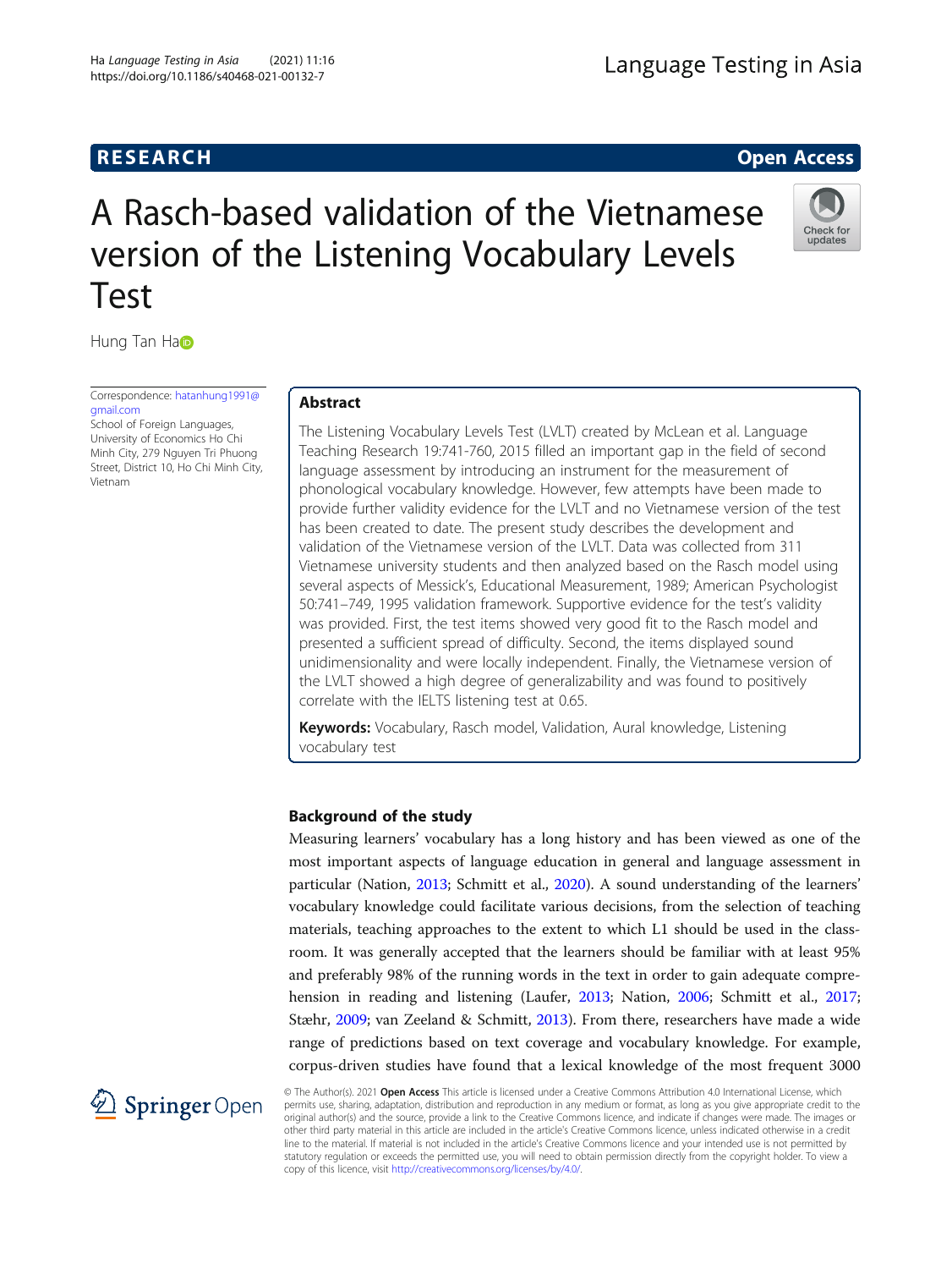RESEARCH

Open Access

# A Rasch-based validation of the Vietnamese version of the Listening Vocabulary Levels Test

Hung Tan Ha

Correspondence: hatanhung1991@gmail.com
School of Foreign Languages, University of Economics Ho Chi Minh City, 279 Nguyen Tri Phuong Street, District 10, Ho Chi Minh City, Vietnam

## Abstract

The Listening Vocabulary Levels Test (LVLT) created by McLean et al. Language Teaching Research 19:741-760, 2015 filled an important gap in the field of second language assessment by introducing an instrument for the measurement of phonological vocabulary knowledge. However, few attempts have been made to provide further validity evidence for the LVLT and no Vietnamese version of the test has been created to date. The present study describes the development and validation of the Vietnamese version of the LVLT. Data was collected from 311 Vietnamese university students and then analyzed based on the Rasch model using several aspects of Messick's, Educational Measurement, 1989; American Psychologist 50:741–749, 1995 validation framework. Supportive evidence for the test's validity was provided. First, the test items showed very good fit to the Rasch model and presented a sufficient spread of difficulty. Second, the items displayed sound unidimensionality and were locally independent. Finally, the Vietnamese version of the LVLT showed a high degree of generalizability and was found to positively correlate with the IELTS listening test at 0.65.

**Keywords:** Vocabulary, Rasch model, Validation, Aural knowledge, Listening vocabulary test

## Background of the study

Measuring learners' vocabulary has a long history and has been viewed as one of the most important aspects of language education in general and language assessment in particular (Nation, 2013; Schmitt et al., 2020). A sound understanding of the learners' vocabulary knowledge could facilitate various decisions, from the selection of teaching materials, teaching approaches to the extent to which L1 should be used in the classroom. It was generally accepted that the learners should be familiar with at least 95% and preferably 98% of the running words in the text in order to gain adequate comprehension in reading and listening (Laufer, 2013; Nation, 2006; Schmitt et al., 2017; Stæhr, 2009; van Zeeland & Schmitt, 2013). From there, researchers have made a wide range of predictions based on text coverage and vocabulary knowledge. For example, corpus-driven studies have found that a lexical knowledge of the most frequent 3000

© The Author(s). 2021 **Open Access** This article is licensed under a Creative Commons Attribution 4.0 International License, which permits use, sharing, adaptation, distribution and reproduction in any medium or format, as long as you give appropriate credit to the original author(s) and the source, provide a link to the Creative Commons licence, and indicate if changes were made. The images or other third party material in this article are included in the article's Creative Commons licence, unless indicated otherwise in a credit line to the material. If material is not included in the article's Creative Commons licence and your intended use is not permitted by statutory regulation or exceeds the permitted use, you will need to obtain permission directly from the copyright holder. To view a copy of this licence, visit http://creativecommons.org/licenses/by/4.0/.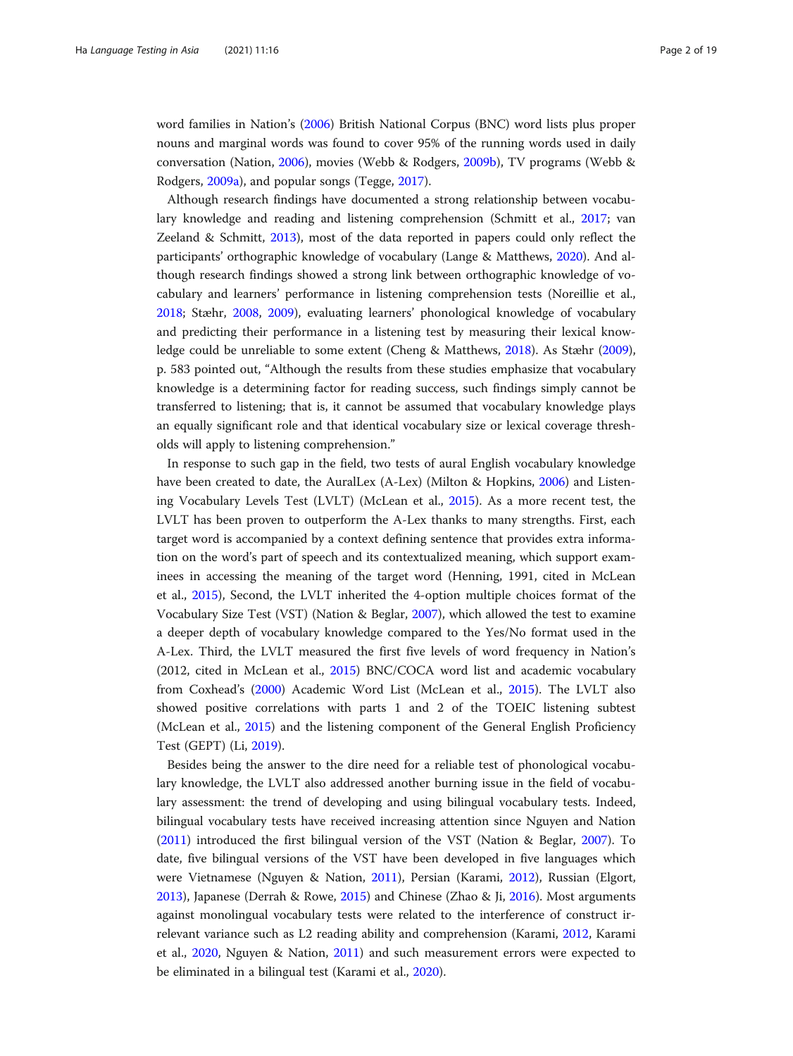word families in Nation's (2006) British National Corpus (BNC) word lists plus proper nouns and marginal words was found to cover 95% of the running words used in daily conversation (Nation, 2006), movies (Webb & Rodgers, 2009b), TV programs (Webb & Rodgers, 2009a), and popular songs (Tegge, 2017).

Although research findings have documented a strong relationship between vocabulary knowledge and reading and listening comprehension (Schmitt et al., 2017; van Zeeland & Schmitt, 2013), most of the data reported in papers could only reflect the participants' orthographic knowledge of vocabulary (Lange & Matthews, 2020). And although research findings showed a strong link between orthographic knowledge of vocabulary and learners' performance in listening comprehension tests (Noreillie et al., 2018; Stæhr, 2008, 2009), evaluating learners' phonological knowledge of vocabulary and predicting their performance in a listening test by measuring their lexical knowledge could be unreliable to some extent (Cheng & Matthews, 2018). As Stæhr (2009), p. 583 pointed out, "Although the results from these studies emphasize that vocabulary knowledge is a determining factor for reading success, such findings simply cannot be transferred to listening; that is, it cannot be assumed that vocabulary knowledge plays an equally significant role and that identical vocabulary size or lexical coverage thresholds will apply to listening comprehension."

In response to such gap in the field, two tests of aural English vocabulary knowledge have been created to date, the AuralLex (A-Lex) (Milton & Hopkins, 2006) and Listening Vocabulary Levels Test (LVLT) (McLean et al., 2015). As a more recent test, the LVLT has been proven to outperform the A-Lex thanks to many strengths. First, each target word is accompanied by a context defining sentence that provides extra information on the word's part of speech and its contextualized meaning, which support examinees in accessing the meaning of the target word (Henning, 1991, cited in McLean et al., 2015), Second, the LVLT inherited the 4-option multiple choices format of the Vocabulary Size Test (VST) (Nation & Beglar, 2007), which allowed the test to examine a deeper depth of vocabulary knowledge compared to the Yes/No format used in the A-Lex. Third, the LVLT measured the first five levels of word frequency in Nation's (2012, cited in McLean et al., 2015) BNC/COCA word list and academic vocabulary from Coxhead's (2000) Academic Word List (McLean et al., 2015). The LVLT also showed positive correlations with parts 1 and 2 of the TOEIC listening subtest (McLean et al., 2015) and the listening component of the General English Proficiency Test (GEPT) (Li, 2019).

Besides being the answer to the dire need for a reliable test of phonological vocabulary knowledge, the LVLT also addressed another burning issue in the field of vocabulary assessment: the trend of developing and using bilingual vocabulary tests. Indeed, bilingual vocabulary tests have received increasing attention since Nguyen and Nation (2011) introduced the first bilingual version of the VST (Nation & Beglar, 2007). To date, five bilingual versions of the VST have been developed in five languages which were Vietnamese (Nguyen & Nation, 2011), Persian (Karami, 2012), Russian (Elgort, 2013), Japanese (Derrah & Rowe, 2015) and Chinese (Zhao & Ji, 2016). Most arguments against monolingual vocabulary tests were related to the interference of construct irrelevant variance such as L2 reading ability and comprehension (Karami, 2012, Karami et al., 2020, Nguyen & Nation, 2011) and such measurement errors were expected to be eliminated in a bilingual test (Karami et al., 2020).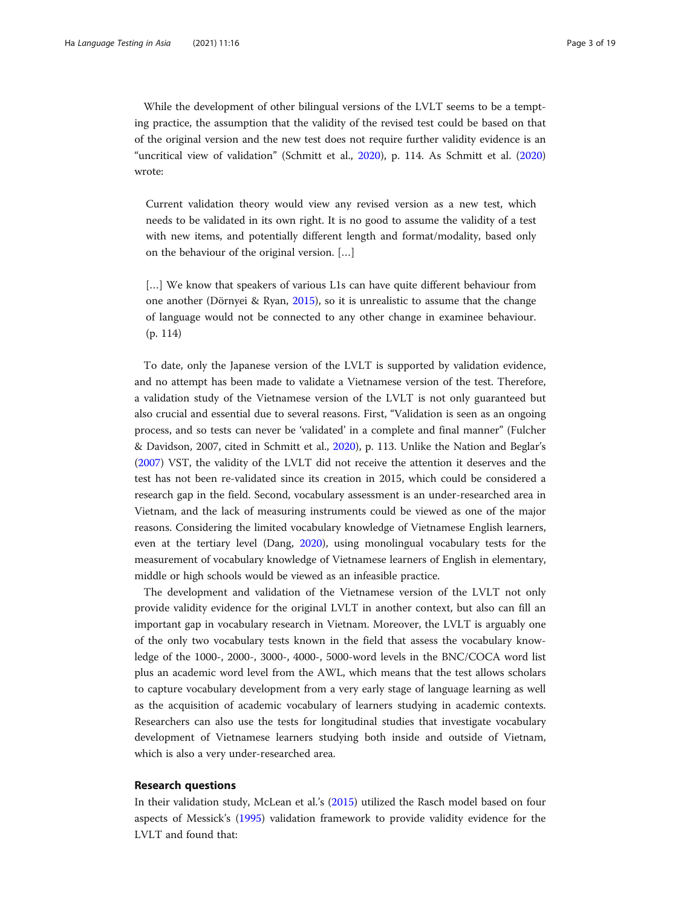While the development of other bilingual versions of the LVLT seems to be a tempting practice, the assumption that the validity of the revised test could be based on that of the original version and the new test does not require further validity evidence is an "uncritical view of validation" (Schmitt et al., 2020), p. 114. As Schmitt et al. (2020) wrote:

> Current validation theory would view any revised version as a new test, which needs to be validated in its own right. It is no good to assume the validity of a test with new items, and potentially different length and format/modality, based only on the behaviour of the original version. [...]
>
> [...] We know that speakers of various L1s can have quite different behaviour from one another (Dörnyei & Ryan, 2015), so it is unrealistic to assume that the change of language would not be connected to any other change in examinee behaviour. (p. 114)

To date, only the Japanese version of the LVLT is supported by validation evidence, and no attempt has been made to validate a Vietnamese version of the test. Therefore, a validation study of the Vietnamese version of the LVLT is not only guaranteed but also crucial and essential due to several reasons. First, "Validation is seen as an ongoing process, and so tests can never be 'validated' in a complete and final manner" (Fulcher & Davidson, 2007, cited in Schmitt et al., 2020), p. 113. Unlike the Nation and Beglar's (2007) VST, the validity of the LVLT did not receive the attention it deserves and the test has not been re-validated since its creation in 2015, which could be considered a research gap in the field. Second, vocabulary assessment is an under-researched area in Vietnam, and the lack of measuring instruments could be viewed as one of the major reasons. Considering the limited vocabulary knowledge of Vietnamese English learners, even at the tertiary level (Dang, 2020), using monolingual vocabulary tests for the measurement of vocabulary knowledge of Vietnamese learners of English in elementary, middle or high schools would be viewed as an infeasible practice.

The development and validation of the Vietnamese version of the LVLT not only provide validity evidence for the original LVLT in another context, but also can fill an important gap in vocabulary research in Vietnam. Moreover, the LVLT is arguably one of the only two vocabulary tests known in the field that assess the vocabulary knowledge of the 1000-, 2000-, 3000-, 4000-, 5000-word levels in the BNC/COCA word list plus an academic word level from the AWL, which means that the test allows scholars to capture vocabulary development from a very early stage of language learning as well as the acquisition of academic vocabulary of learners studying in academic contexts. Researchers can also use the tests for longitudinal studies that investigate vocabulary development of Vietnamese learners studying both inside and outside of Vietnam, which is also a very under-researched area.

## Research questions

In their validation study, McLean et al.'s (2015) utilized the Rasch model based on four aspects of Messick's (1995) validation framework to provide validity evidence for the LVLT and found that: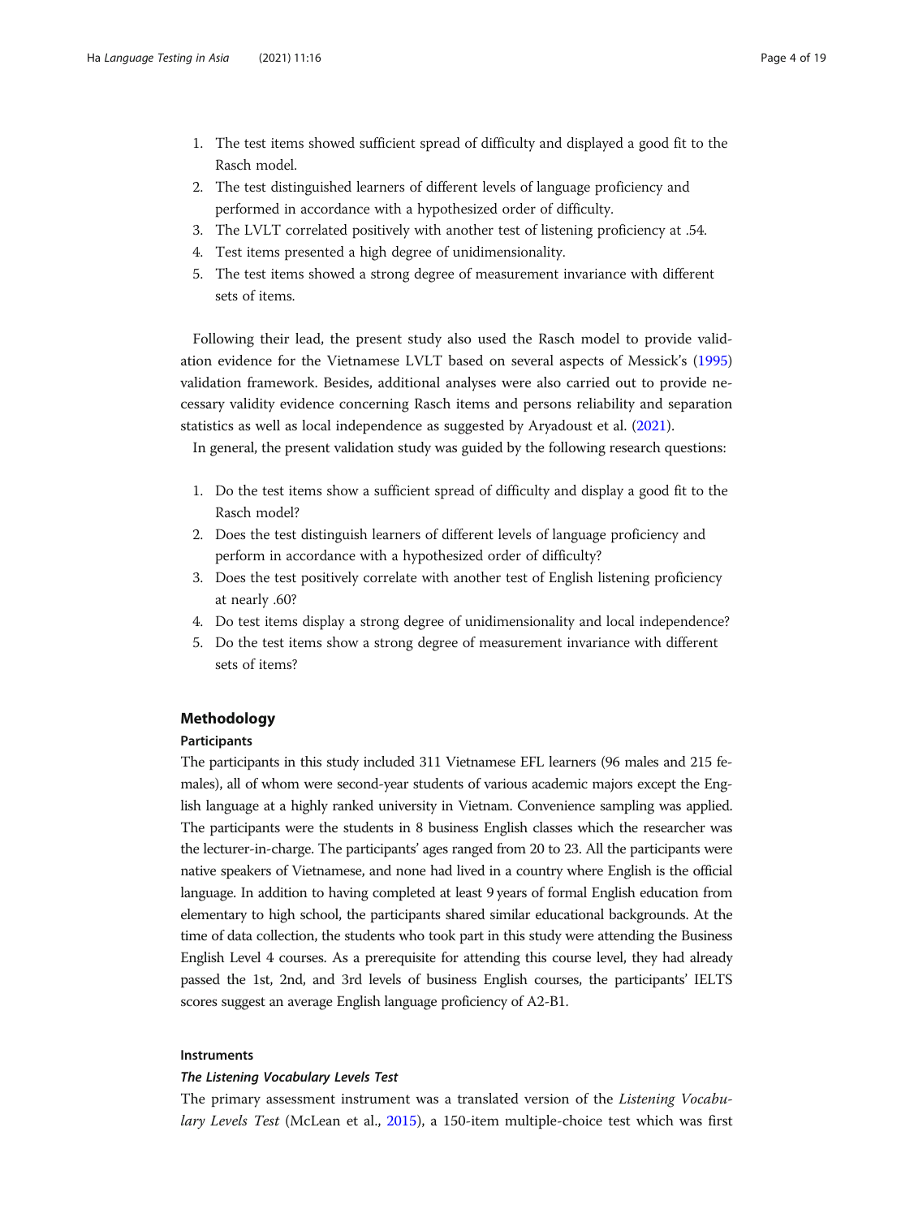1. The test items showed sufficient spread of difficulty and displayed a good fit to the Rasch model.
2. The test distinguished learners of different levels of language proficiency and performed in accordance with a hypothesized order of difficulty.
3. The LVLT correlated positively with another test of listening proficiency at .54.
4. Test items presented a high degree of unidimensionality.
5. The test items showed a strong degree of measurement invariance with different sets of items.

Following their lead, the present study also used the Rasch model to provide validation evidence for the Vietnamese LVLT based on several aspects of Messick's (1995) validation framework. Besides, additional analyses were also carried out to provide necessary validity evidence concerning Rasch items and persons reliability and separation statistics as well as local independence as suggested by Aryadoust et al. (2021).

In general, the present validation study was guided by the following research questions:

1. Do the test items show a sufficient spread of difficulty and display a good fit to the Rasch model?
2. Does the test distinguish learners of different levels of language proficiency and perform in accordance with a hypothesized order of difficulty?
3. Does the test positively correlate with another test of English listening proficiency at nearly .60?
4. Do test items display a strong degree of unidimensionality and local independence?
5. Do the test items show a strong degree of measurement invariance with different sets of items?

## Methodology

### Participants

The participants in this study included 311 Vietnamese EFL learners (96 males and 215 females), all of whom were second-year students of various academic majors except the English language at a highly ranked university in Vietnam. Convenience sampling was applied. The participants were the students in 8 business English classes which the researcher was the lecturer-in-charge. The participants' ages ranged from 20 to 23. All the participants were native speakers of Vietnamese, and none had lived in a country where English is the official language. In addition to having completed at least 9 years of formal English education from elementary to high school, the participants shared similar educational backgrounds. At the time of data collection, the students who took part in this study were attending the Business English Level 4 courses. As a prerequisite for attending this course level, they had already passed the 1st, 2nd, and 3rd levels of business English courses, the participants' IELTS scores suggest an average English language proficiency of A2-B1.

### Instruments

#### *The Listening Vocabulary Levels Test*

The primary assessment instrument was a translated version of the *Listening Vocabulary Levels Test* (McLean et al., 2015), a 150-item multiple-choice test which was first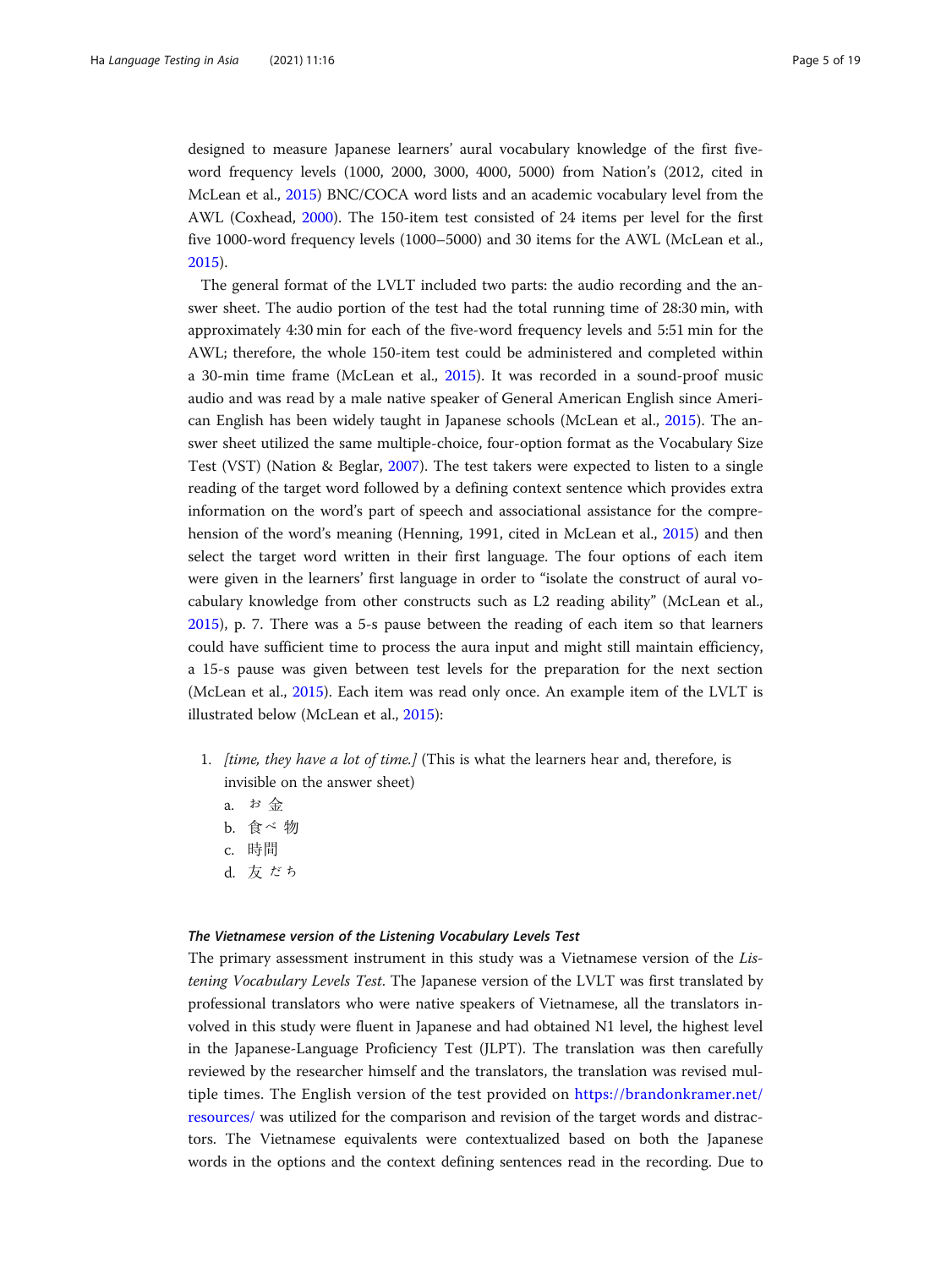designed to measure Japanese learners' aural vocabulary knowledge of the first five-word frequency levels (1000, 2000, 3000, 4000, 5000) from Nation's (2012, cited in McLean et al., 2015) BNC/COCA word lists and an academic vocabulary level from the AWL (Coxhead, 2000). The 150-item test consisted of 24 items per level for the first five 1000-word frequency levels (1000–5000) and 30 items for the AWL (McLean et al., 2015).

The general format of the LVLT included two parts: the audio recording and the answer sheet. The audio portion of the test had the total running time of 28:30 min, with approximately 4:30 min for each of the five-word frequency levels and 5:51 min for the AWL; therefore, the whole 150-item test could be administered and completed within a 30-min time frame (McLean et al., 2015). It was recorded in a sound-proof music audio and was read by a male native speaker of General American English since American English has been widely taught in Japanese schools (McLean et al., 2015). The answer sheet utilized the same multiple-choice, four-option format as the Vocabulary Size Test (VST) (Nation & Beglar, 2007). The test takers were expected to listen to a single reading of the target word followed by a defining context sentence which provides extra information on the word's part of speech and associational assistance for the comprehension of the word's meaning (Henning, 1991, cited in McLean et al., 2015) and then select the target word written in their first language. The four options of each item were given in the learners' first language in order to "isolate the construct of aural vocabulary knowledge from other constructs such as L2 reading ability" (McLean et al., 2015), p. 7. There was a 5-s pause between the reading of each item so that learners could have sufficient time to process the aura input and might still maintain efficiency, a 15-s pause was given between test levels for the preparation for the next section (McLean et al., 2015). Each item was read only once. An example item of the LVLT is illustrated below (McLean et al., 2015):

1. *[time, they have a lot of time.]* (This is what the learners hear and, therefore, is invisible on the answer sheet)
   a. お金
   b. 食べ物
   c. 時間
   d. 友だち

#### *The Vietnamese version of the Listening Vocabulary Levels Test*

The primary assessment instrument in this study was a Vietnamese version of the *Listening Vocabulary Levels Test*. The Japanese version of the LVLT was first translated by professional translators who were native speakers of Vietnamese, all the translators involved in this study were fluent in Japanese and had obtained N1 level, the highest level in the Japanese-Language Proficiency Test (JLPT). The translation was then carefully reviewed by the researcher himself and the translators, the translation was revised multiple times. The English version of the test provided on https://brandonkramer.net/resources/ was utilized for the comparison and revision of the target words and distractors. The Vietnamese equivalents were contextualized based on both the Japanese words in the options and the context defining sentences read in the recording. Due to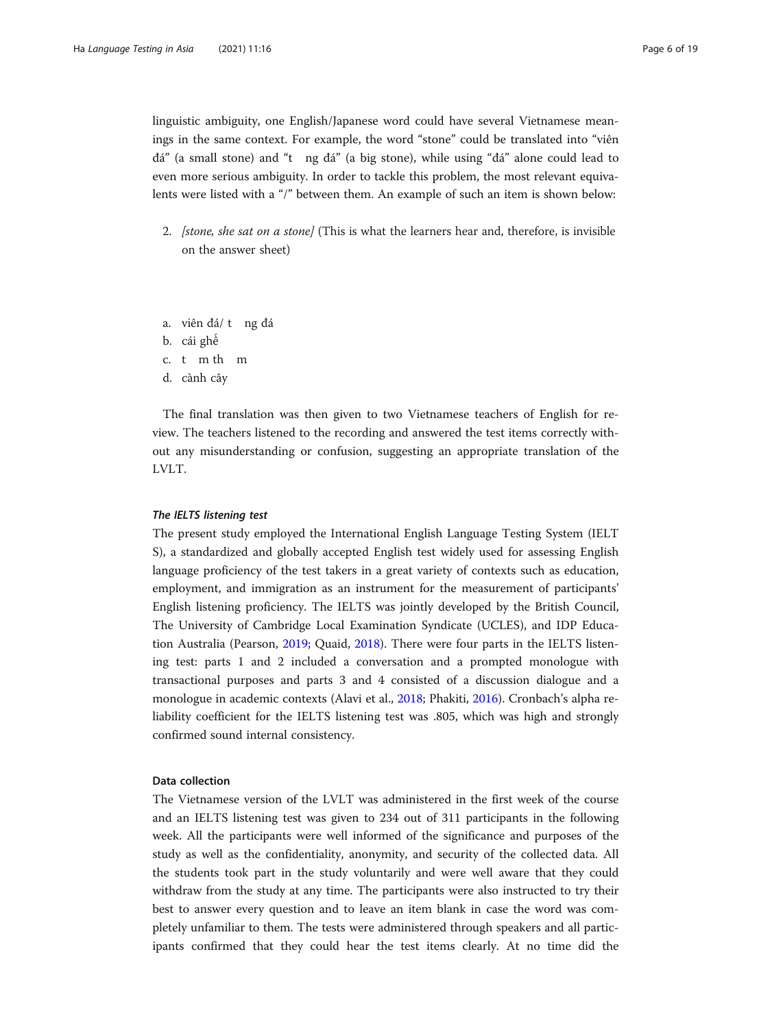linguistic ambiguity, one English/Japanese word could have several Vietnamese meanings in the same context. For example, the word "stone" could be translated into "viên đá" (a small stone) and "t ng đá" (a big stone), while using "đá" alone could lead to even more serious ambiguity. In order to tackle this problem, the most relevant equivalents were listed with a "/" between them. An example of such an item is shown below:

2. *[stone, she sat on a stone]* (This is what the learners hear and, therefore, is invisible on the answer sheet)

a. viên đá/ t ng đá
b. cái ghế
c. t m th m
d. cành cây

The final translation was then given to two Vietnamese teachers of English for review. The teachers listened to the recording and answered the test items correctly without any misunderstanding or confusion, suggesting an appropriate translation of the LVLT.

#### *The IELTS listening test*

The present study employed the International English Language Testing System (IELTS), a standardized and globally accepted English test widely used for assessing English language proficiency of the test takers in a great variety of contexts such as education, employment, and immigration as an instrument for the measurement of participants' English listening proficiency. The IELTS was jointly developed by the British Council, The University of Cambridge Local Examination Syndicate (UCLES), and IDP Education Australia (Pearson, 2019; Quaid, 2018). There were four parts in the IELTS listening test: parts 1 and 2 included a conversation and a prompted monologue with transactional purposes and parts 3 and 4 consisted of a discussion dialogue and a monologue in academic contexts (Alavi et al., 2018; Phakiti, 2016). Cronbach's alpha reliability coefficient for the IELTS listening test was .805, which was high and strongly confirmed sound internal consistency.

### Data collection

The Vietnamese version of the LVLT was administered in the first week of the course and an IELTS listening test was given to 234 out of 311 participants in the following week. All the participants were well informed of the significance and purposes of the study as well as the confidentiality, anonymity, and security of the collected data. All the students took part in the study voluntarily and were well aware that they could withdraw from the study at any time. The participants were also instructed to try their best to answer every question and to leave an item blank in case the word was completely unfamiliar to them. The tests were administered through speakers and all participants confirmed that they could hear the test items clearly. At no time did the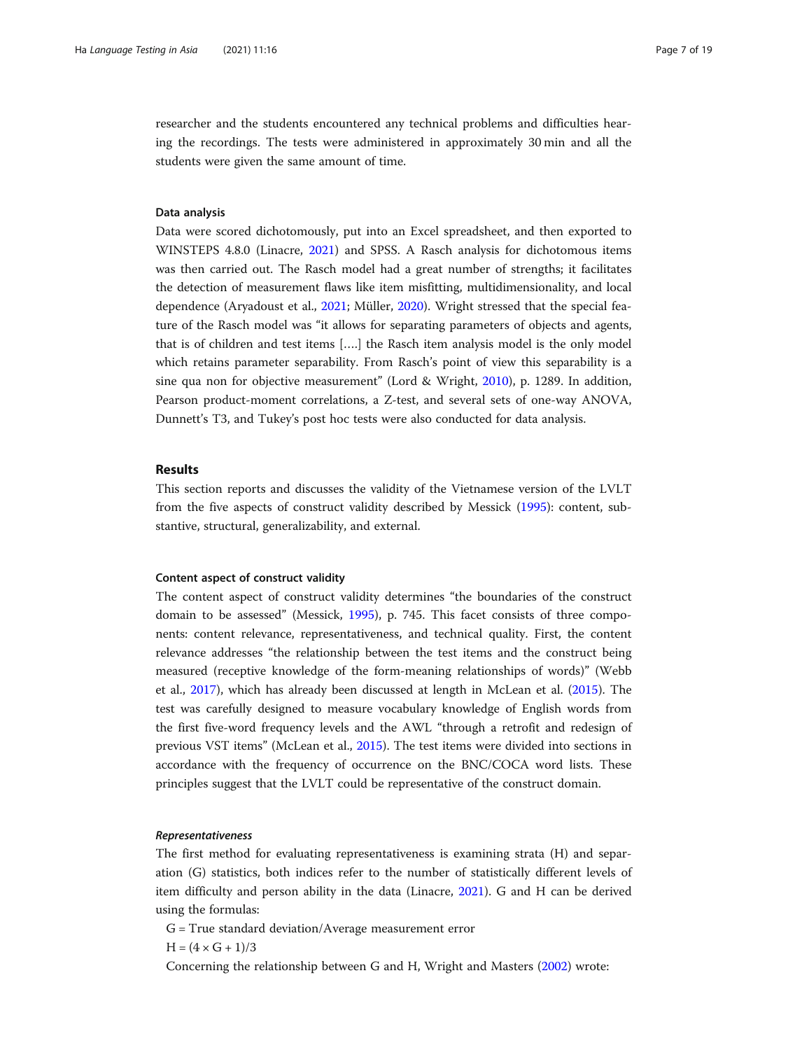researcher and the students encountered any technical problems and difficulties hearing the recordings. The tests were administered in approximately 30 min and all the students were given the same amount of time.

### Data analysis

Data were scored dichotomously, put into an Excel spreadsheet, and then exported to WINSTEPS 4.8.0 (Linacre, 2021) and SPSS. A Rasch analysis for dichotomous items was then carried out. The Rasch model had a great number of strengths; it facilitates the detection of measurement flaws like item misfitting, multidimensionality, and local dependence (Aryadoust et al., 2021; Müller, 2020). Wright stressed that the special feature of the Rasch model was "it allows for separating parameters of objects and agents, that is of children and test items [….] the Rasch item analysis model is the only model which retains parameter separability. From Rasch's point of view this separability is a sine qua non for objective measurement" (Lord & Wright, 2010), p. 1289. In addition, Pearson product-moment correlations, a Z-test, and several sets of one-way ANOVA, Dunnett's T3, and Tukey's post hoc tests were also conducted for data analysis.

## Results

This section reports and discusses the validity of the Vietnamese version of the LVLT from the five aspects of construct validity described by Messick (1995): content, substantive, structural, generalizability, and external.

### Content aspect of construct validity

The content aspect of construct validity determines "the boundaries of the construct domain to be assessed" (Messick, 1995), p. 745. This facet consists of three components: content relevance, representativeness, and technical quality. First, the content relevance addresses "the relationship between the test items and the construct being measured (receptive knowledge of the form-meaning relationships of words)" (Webb et al., 2017), which has already been discussed at length in McLean et al. (2015). The test was carefully designed to measure vocabulary knowledge of English words from the first five-word frequency levels and the AWL "through a retrofit and redesign of previous VST items" (McLean et al., 2015). The test items were divided into sections in accordance with the frequency of occurrence on the BNC/COCA word lists. These principles suggest that the LVLT could be representative of the construct domain.

#### *Representativeness*

The first method for evaluating representativeness is examining strata (H) and separation (G) statistics, both indices refer to the number of statistically different levels of item difficulty and person ability in the data (Linacre, 2021). G and H can be derived using the formulas:

G = True standard deviation/Average measurement error

$H = (4 \times G + 1)/3$

Concerning the relationship between G and H, Wright and Masters (2002) wrote: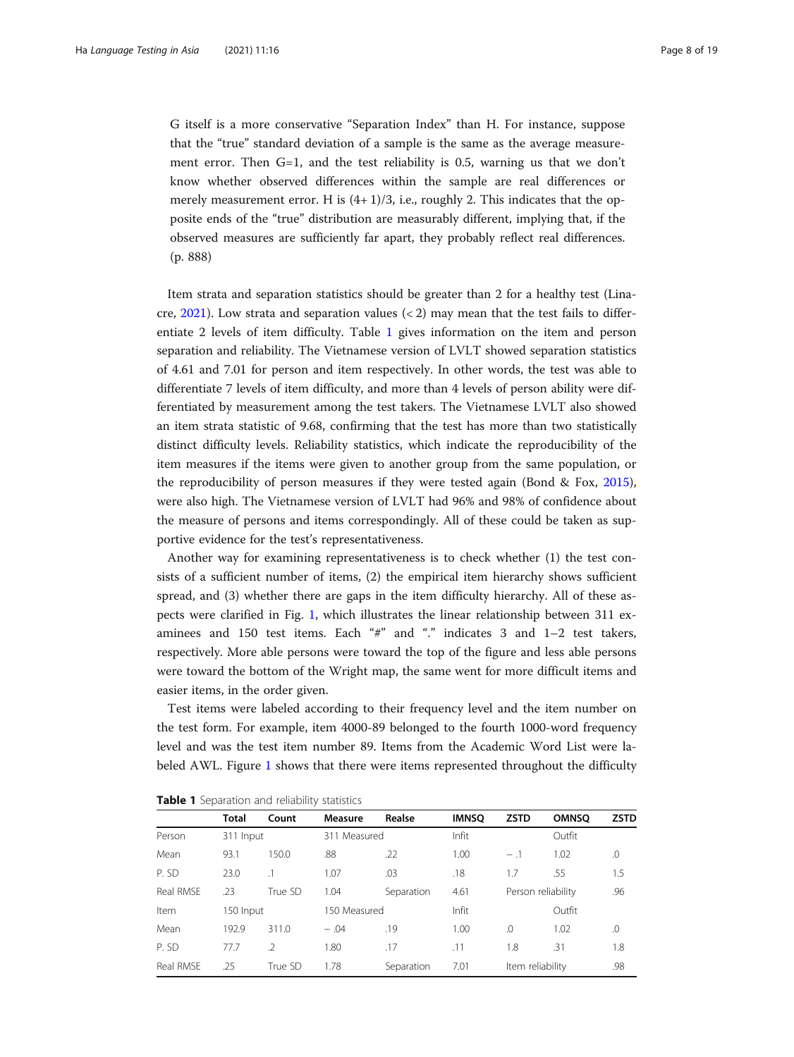G itself is a more conservative "Separation Index" than H. For instance, suppose that the "true" standard deviation of a sample is the same as the average measurement error. Then G=1, and the test reliability is 0.5, warning us that we don't know whether observed differences within the sample are real differences or merely measurement error. H is (4+ 1)/3, i.e., roughly 2. This indicates that the opposite ends of the "true" distribution are measurably different, implying that, if the observed measures are sufficiently far apart, they probably reflect real differences. (p. 888)

Item strata and separation statistics should be greater than 2 for a healthy test (Linacre, 2021). Low strata and separation values (< 2) may mean that the test fails to differentiate 2 levels of item difficulty. Table 1 gives information on the item and person separation and reliability. The Vietnamese version of LVLT showed separation statistics of 4.61 and 7.01 for person and item respectively. In other words, the test was able to differentiate 7 levels of item difficulty, and more than 4 levels of person ability were differentiated by measurement among the test takers. The Vietnamese LVLT also showed an item strata statistic of 9.68, confirming that the test has more than two statistically distinct difficulty levels. Reliability statistics, which indicate the reproducibility of the item measures if the items were given to another group from the same population, or the reproducibility of person measures if they were tested again (Bond & Fox, 2015), were also high. The Vietnamese version of LVLT had 96% and 98% of confidence about the measure of persons and items correspondingly. All of these could be taken as supportive evidence for the test's representativeness.

Another way for examining representativeness is to check whether (1) the test consists of a sufficient number of items, (2) the empirical item hierarchy shows sufficient spread, and (3) whether there are gaps in the item difficulty hierarchy. All of these aspects were clarified in Fig. 1, which illustrates the linear relationship between 311 examinees and 150 test items. Each "#" and "." indicates 3 and 1–2 test takers, respectively. More able persons were toward the top of the figure and less able persons were toward the bottom of the Wright map, the same went for more difficult items and easier items, in the order given.

Test items were labeled according to their frequency level and the item number on the test form. For example, item 4000-89 belonged to the fourth 1000-word frequency level and was the test item number 89. Items from the Academic Word List were labeled AWL. Figure 1 shows that there were items represented throughout the difficulty

**Table 1** Separation and reliability statistics

| | Total | Count | Measure | Realse | IMNSQ | ZSTD | OMNSQ | ZSTD |
|---|---|---|---|---|---|---|---|---|
| Person | 311 Input | | 311 Measured | | Infit | | Outfit | |
| Mean | 93.1 | 150.0 | .88 | .22 | 1.00 | −.1 | 1.02 | .0 |
| P. SD | 23.0 | .1 | 1.07 | .03 | .18 | 1.7 | .55 | 1.5 |
| Real RMSE | .23 | True SD | 1.04 | Separation | 4.61 | Person reliability | | .96 |
| Item | 150 Input | | 150 Measured | | Infit | | Outfit | |
| Mean | 192.9 | 311.0 | −.04 | .19 | 1.00 | .0 | 1.02 | .0 |
| P. SD | 77.7 | .2 | 1.80 | .17 | .11 | 1.8 | .31 | 1.8 |
| Real RMSE | .25 | True SD | 1.78 | Separation | 7.01 | Item reliability | | .98 |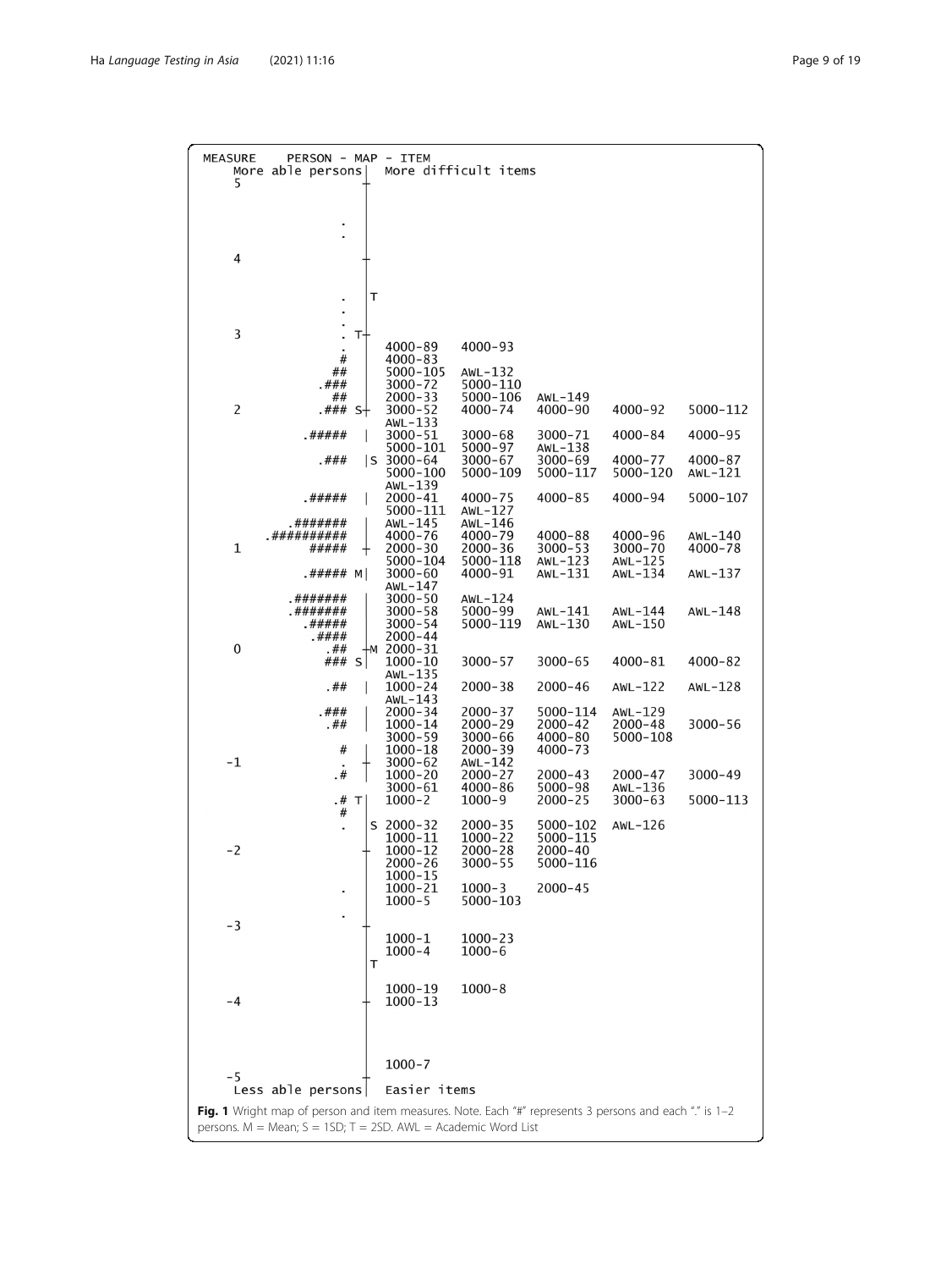```
MEASURE    PERSON - MAP - ITEM
     More able persons|  More difficult items
   5                  +
                      |
                  .   |
                  .   |
                      |
   4                  +
                      |
                  .   |T
                  .   |
                  .   |
   3              . T+
                  .   |  4000-89    4000-93
                  #   |  4000-83
                 ##   |  5000-105   AWL-132
               .###   |  3000-72    5000-110
                 ##   |  2000-33    5000-106   AWL-149
   2           .### S+   3000-52    4000-74    4000-90    4000-92    5000-112
                      |  AWL-133
             .#####   |  3000-51    3000-68    3000-71    4000-84    4000-95
                      |  5000-101   5000-97    AWL-138
               .###   |S 3000-64    3000-67    3000-69    4000-77    4000-87
                      |  5000-100   5000-109   5000-117   5000-120   AWL-121
                      |  AWL-139
             .#####   |  2000-41    4000-75    4000-85    4000-94    5000-107
                      |  5000-111   AWL-127
           .#######   |  AWL-145    AWL-146
        .##########   |  4000-76    4000-79    4000-88    4000-96    AWL-140
   1          #####   +  2000-30    2000-36    3000-53    3000-70    4000-78
                      |  5000-104   5000-118   AWL-123    AWL-125
             .##### M|   3000-60    4000-91    AWL-131    AWL-134    AWL-137
                      |  AWL-147
           .#######   |  3000-50    AWL-124
           .#######   |  3000-58    5000-99    AWL-141    AWL-144    AWL-148
             .#####   |  3000-54    5000-119   AWL-130    AWL-150
              .####   |  2000-44
   0            .##   +M 2000-31
                ### S|   1000-10    3000-57    3000-65    4000-81    4000-82
                      |  AWL-135
                .##   |  1000-24    2000-38    2000-46    AWL-122    AWL-128
                      |  AWL-143
               .###   |  2000-34    2000-37    5000-114   AWL-129
                .##   |  1000-14    2000-29    2000-42    2000-48    3000-56
                      |  3000-59    3000-66    4000-80    5000-108
                  #   |  1000-18    2000-39    4000-73
  -1              .   +  3000-62    AWL-142
                 .#   |  1000-20    2000-27    2000-43    2000-47    3000-49
                      |  3000-61    4000-86    5000-98    AWL-136
                .# T|    1000-2     1000-9     2000-25    3000-63    5000-113
                  #   |
                  .   |S 2000-32    2000-35    5000-102   AWL-126
                      |  1000-11    1000-22    5000-115
  -2                  +  1000-12    2000-28    2000-40
                      |  2000-26    3000-55    5000-116
                      |  1000-15
                  .   |  1000-21    1000-3     2000-45
                      |  1000-5     5000-103
                  .   |
  -3                  +
                      |  1000-1     1000-23
                      |  1000-4     1000-6
                      |T
                      |
                      |  1000-19    1000-8
  -4                  +  1000-13
                      |
                      |
                      |
                      |
                      +  1000-7
  -5
     Less able persons|  Easier items
```

**Fig. 1** Wright map of person and item measures. Note. Each "#" represents 3 persons and each "." is 1–2 persons. M = Mean; S = 1SD; T = 2SD. AWL = Academic Word List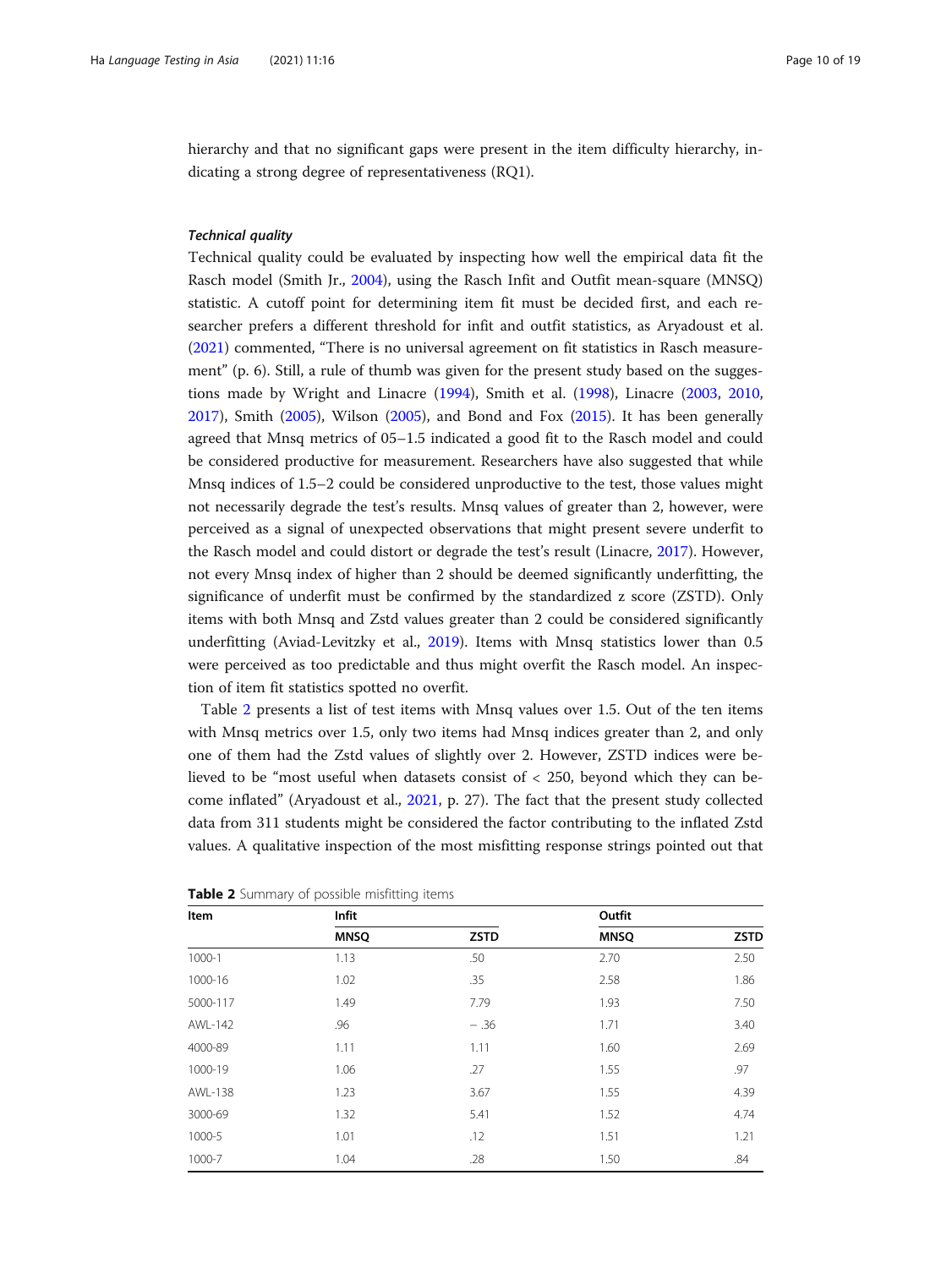hierarchy and that no significant gaps were present in the item difficulty hierarchy, indicating a strong degree of representativeness (RQ1).

### *Technical quality*

Technical quality could be evaluated by inspecting how well the empirical data fit the Rasch model (Smith Jr., 2004), using the Rasch Infit and Outfit mean-square (MNSQ) statistic. A cutoff point for determining item fit must be decided first, and each researcher prefers a different threshold for infit and outfit statistics, as Aryadoust et al. (2021) commented, "There is no universal agreement on fit statistics in Rasch measurement" (p. 6). Still, a rule of thumb was given for the present study based on the suggestions made by Wright and Linacre (1994), Smith et al. (1998), Linacre (2003, 2010, 2017), Smith (2005), Wilson (2005), and Bond and Fox (2015). It has been generally agreed that Mnsq metrics of 05–1.5 indicated a good fit to the Rasch model and could be considered productive for measurement. Researchers have also suggested that while Mnsq indices of 1.5–2 could be considered unproductive to the test, those values might not necessarily degrade the test's results. Mnsq values of greater than 2, however, were perceived as a signal of unexpected observations that might present severe underfit to the Rasch model and could distort or degrade the test's result (Linacre, 2017). However, not every Mnsq index of higher than 2 should be deemed significantly underfitting, the significance of underfit must be confirmed by the standardized z score (ZSTD). Only items with both Mnsq and Zstd values greater than 2 could be considered significantly underfitting (Aviad-Levitzky et al., 2019). Items with Mnsq statistics lower than 0.5 were perceived as too predictable and thus might overfit the Rasch model. An inspection of item fit statistics spotted no overfit.

Table 2 presents a list of test items with Mnsq values over 1.5. Out of the ten items with Mnsq metrics over 1.5, only two items had Mnsq indices greater than 2, and only one of them had the Zstd values of slightly over 2. However, ZSTD indices were believed to be "most useful when datasets consist of < 250, beyond which they can become inflated" (Aryadoust et al., 2021, p. 27). The fact that the present study collected data from 311 students might be considered the factor contributing to the inflated Zstd values. A qualitative inspection of the most misfitting response strings pointed out that

**Table 2** Summary of possible misfitting items

| Item | Infit | | Outfit | |
|---|---|---|---|---|
| | MNSQ | ZSTD | MNSQ | ZSTD |
| 1000-1 | 1.13 | .50 | 2.70 | 2.50 |
| 1000-16 | 1.02 | .35 | 2.58 | 1.86 |
| 5000-117 | 1.49 | 7.79 | 1.93 | 7.50 |
| AWL-142 | .96 | − .36 | 1.71 | 3.40 |
| 4000-89 | 1.11 | 1.11 | 1.60 | 2.69 |
| 1000-19 | 1.06 | .27 | 1.55 | .97 |
| AWL-138 | 1.23 | 3.67 | 1.55 | 4.39 |
| 3000-69 | 1.32 | 5.41 | 1.52 | 4.74 |
| 1000-5 | 1.01 | .12 | 1.51 | 1.21 |
| 1000-7 | 1.04 | .28 | 1.50 | .84 |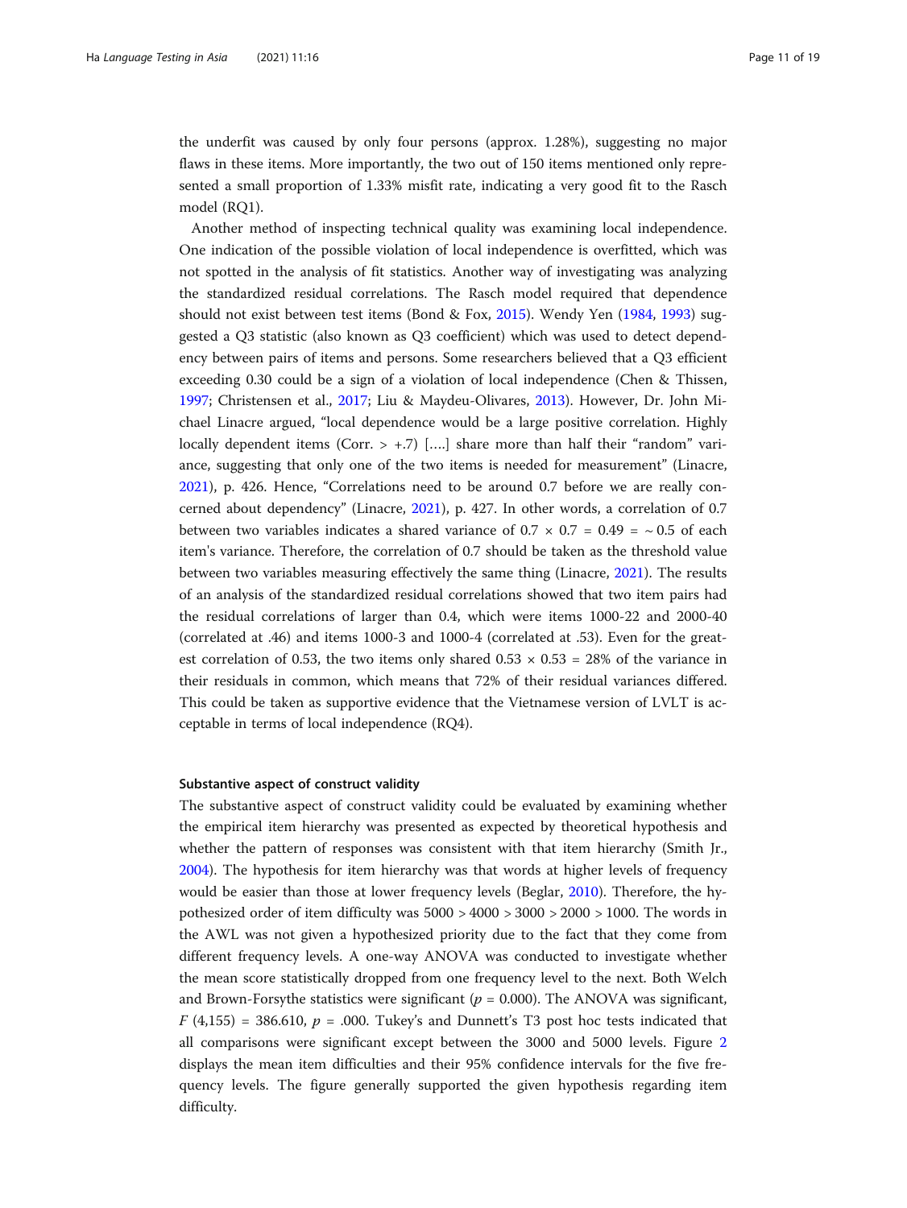the underfit was caused by only four persons (approx. 1.28%), suggesting no major flaws in these items. More importantly, the two out of 150 items mentioned only represented a small proportion of 1.33% misfit rate, indicating a very good fit to the Rasch model (RQ1).

Another method of inspecting technical quality was examining local independence. One indication of the possible violation of local independence is overfitted, which was not spotted in the analysis of fit statistics. Another way of investigating was analyzing the standardized residual correlations. The Rasch model required that dependence should not exist between test items (Bond & Fox, 2015). Wendy Yen (1984, 1993) suggested a Q3 statistic (also known as Q3 coefficient) which was used to detect dependency between pairs of items and persons. Some researchers believed that a Q3 efficient exceeding 0.30 could be a sign of a violation of local independence (Chen & Thissen, 1997; Christensen et al., 2017; Liu & Maydeu-Olivares, 2013). However, Dr. John Michael Linacre argued, "local dependence would be a large positive correlation. Highly locally dependent items (Corr. > +.7) [….] share more than half their "random" variance, suggesting that only one of the two items is needed for measurement" (Linacre, 2021), p. 426. Hence, "Correlations need to be around 0.7 before we are really concerned about dependency" (Linacre, 2021), p. 427. In other words, a correlation of 0.7 between two variables indicates a shared variance of $0.7 \times 0.7 = 0.49 = \sim 0.5$ of each item's variance. Therefore, the correlation of 0.7 should be taken as the threshold value between two variables measuring effectively the same thing (Linacre, 2021). The results of an analysis of the standardized residual correlations showed that two item pairs had the residual correlations of larger than 0.4, which were items 1000-22 and 2000-40 (correlated at .46) and items 1000-3 and 1000-4 (correlated at .53). Even for the greatest correlation of 0.53, the two items only shared $0.53 \times 0.53 = 28\%$ of the variance in their residuals in common, which means that 72% of their residual variances differed. This could be taken as supportive evidence that the Vietnamese version of LVLT is acceptable in terms of local independence (RQ4).

#### Substantive aspect of construct validity

The substantive aspect of construct validity could be evaluated by examining whether the empirical item hierarchy was presented as expected by theoretical hypothesis and whether the pattern of responses was consistent with that item hierarchy (Smith Jr., 2004). The hypothesis for item hierarchy was that words at higher levels of frequency would be easier than those at lower frequency levels (Beglar, 2010). Therefore, the hypothesized order of item difficulty was 5000 > 4000 > 3000 > 2000 > 1000. The words in the AWL was not given a hypothesized priority due to the fact that they come from different frequency levels. A one-way ANOVA was conducted to investigate whether the mean score statistically dropped from one frequency level to the next. Both Welch and Brown-Forsythe statistics were significant ($p = 0.000$). The ANOVA was significant, $F\,(4,155) = 386.610$, $p = .000$. Tukey's and Dunnett's T3 post hoc tests indicated that all comparisons were significant except between the 3000 and 5000 levels. Figure 2 displays the mean item difficulties and their 95% confidence intervals for the five frequency levels. The figure generally supported the given hypothesis regarding item difficulty.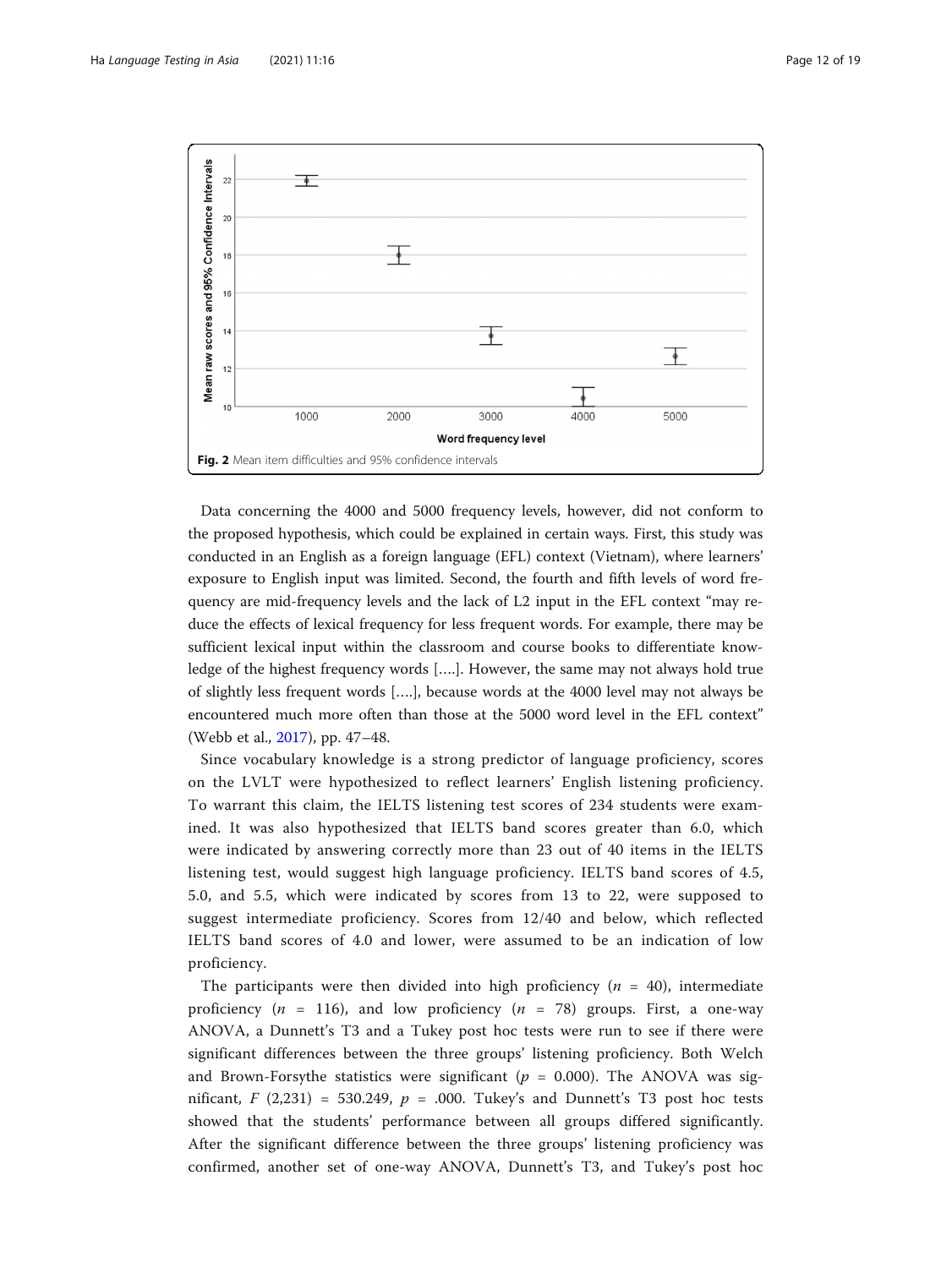Fig. 2 Mean item difficulties and 95% confidence intervals

Data concerning the 4000 and 5000 frequency levels, however, did not conform to the proposed hypothesis, which could be explained in certain ways. First, this study was conducted in an English as a foreign language (EFL) context (Vietnam), where learners' exposure to English input was limited. Second, the fourth and fifth levels of word frequency are mid-frequency levels and the lack of L2 input in the EFL context "may reduce the effects of lexical frequency for less frequent words. For example, there may be sufficient lexical input within the classroom and course books to differentiate knowledge of the highest frequency words [….]. However, the same may not always hold true of slightly less frequent words [….], because words at the 4000 level may not always be encountered much more often than those at the 5000 word level in the EFL context" (Webb et al., 2017), pp. 47–48.

Since vocabulary knowledge is a strong predictor of language proficiency, scores on the LVLT were hypothesized to reflect learners' English listening proficiency. To warrant this claim, the IELTS listening test scores of 234 students were examined. It was also hypothesized that IELTS band scores greater than 6.0, which were indicated by answering correctly more than 23 out of 40 items in the IELTS listening test, would suggest high language proficiency. IELTS band scores of 4.5, 5.0, and 5.5, which were indicated by scores from 13 to 22, were supposed to suggest intermediate proficiency. Scores from 12/40 and below, which reflected IELTS band scores of 4.0 and lower, were assumed to be an indication of low proficiency.

The participants were then divided into high proficiency ($n$ = 40), intermediate proficiency ($n$ = 116), and low proficiency ($n$ = 78) groups. First, a one-way ANOVA, a Dunnett's T3 and a Tukey post hoc tests were run to see if there were significant differences between the three groups' listening proficiency. Both Welch and Brown-Forsythe statistics were significant ($p$ = 0.000). The ANOVA was significant, $F$ (2,231) = 530.249, $p$ = .000. Tukey's and Dunnett's T3 post hoc tests showed that the students' performance between all groups differed significantly. After the significant difference between the three groups' listening proficiency was confirmed, another set of one-way ANOVA, Dunnett's T3, and Tukey's post hoc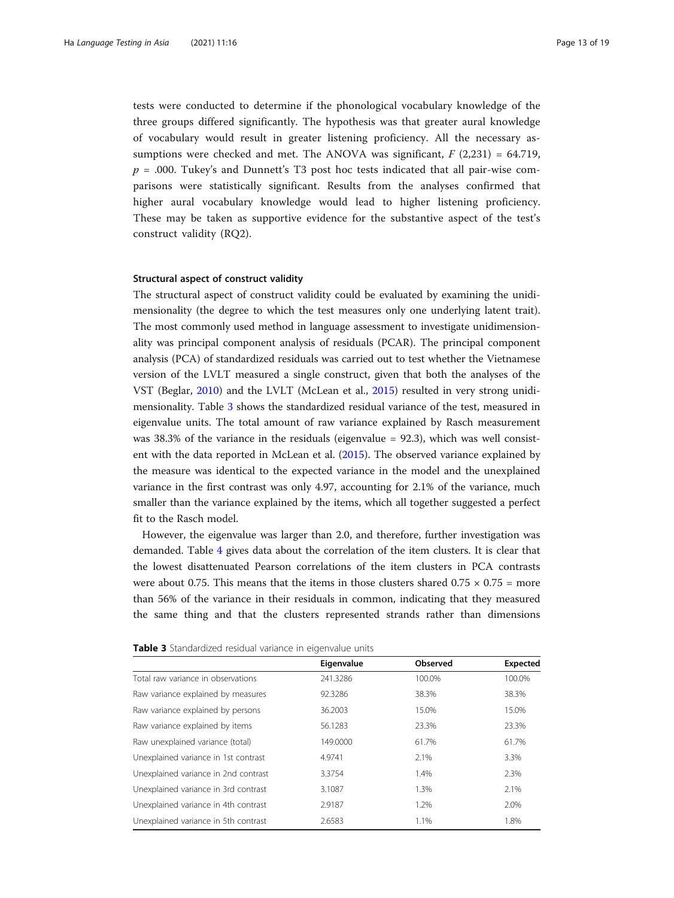tests were conducted to determine if the phonological vocabulary knowledge of the three groups differed significantly. The hypothesis was that greater aural knowledge of vocabulary would result in greater listening proficiency. All the necessary assumptions were checked and met. The ANOVA was significant, $F$ (2,231) = 64.719, $p$ = .000. Tukey's and Dunnett's T3 post hoc tests indicated that all pair-wise comparisons were statistically significant. Results from the analyses confirmed that higher aural vocabulary knowledge would lead to higher listening proficiency. These may be taken as supportive evidence for the substantive aspect of the test's construct validity (RQ2).

#### Structural aspect of construct validity

The structural aspect of construct validity could be evaluated by examining the unidimensionality (the degree to which the test measures only one underlying latent trait). The most commonly used method in language assessment to investigate unidimensionality was principal component analysis of residuals (PCAR). The principal component analysis (PCA) of standardized residuals was carried out to test whether the Vietnamese version of the LVLT measured a single construct, given that both the analyses of the VST (Beglar, 2010) and the LVLT (McLean et al., 2015) resulted in very strong unidimensionality. Table 3 shows the standardized residual variance of the test, measured in eigenvalue units. The total amount of raw variance explained by Rasch measurement was 38.3% of the variance in the residuals (eigenvalue = 92.3), which was well consistent with the data reported in McLean et al. (2015). The observed variance explained by the measure was identical to the expected variance in the model and the unexplained variance in the first contrast was only 4.97, accounting for 2.1% of the variance, much smaller than the variance explained by the items, which all together suggested a perfect fit to the Rasch model.

However, the eigenvalue was larger than 2.0, and therefore, further investigation was demanded. Table 4 gives data about the correlation of the item clusters. It is clear that the lowest disattenuated Pearson correlations of the item clusters in PCA contrasts were about 0.75. This means that the items in those clusters shared 0.75 × 0.75 = more than 56% of the variance in their residuals in common, indicating that they measured the same thing and that the clusters represented strands rather than dimensions

**Table 3** Standardized residual variance in eigenvalue units

| | Eigenvalue | Observed | Expected |
|---|---|---|---|
| Total raw variance in observations | 241.3286 | 100.0% | 100.0% |
| Raw variance explained by measures | 92.3286 | 38.3% | 38.3% |
| Raw variance explained by persons | 36.2003 | 15.0% | 15.0% |
| Raw variance explained by items | 56.1283 | 23.3% | 23.3% |
| Raw unexplained variance (total) | 149.0000 | 61.7% | 61.7% |
| Unexplained variance in 1st contrast | 4.9741 | 2.1% | 3.3% |
| Unexplained variance in 2nd contrast | 3.3754 | 1.4% | 2.3% |
| Unexplained variance in 3rd contrast | 3.1087 | 1.3% | 2.1% |
| Unexplained variance in 4th contrast | 2.9187 | 1.2% | 2.0% |
| Unexplained variance in 5th contrast | 2.6583 | 1.1% | 1.8% |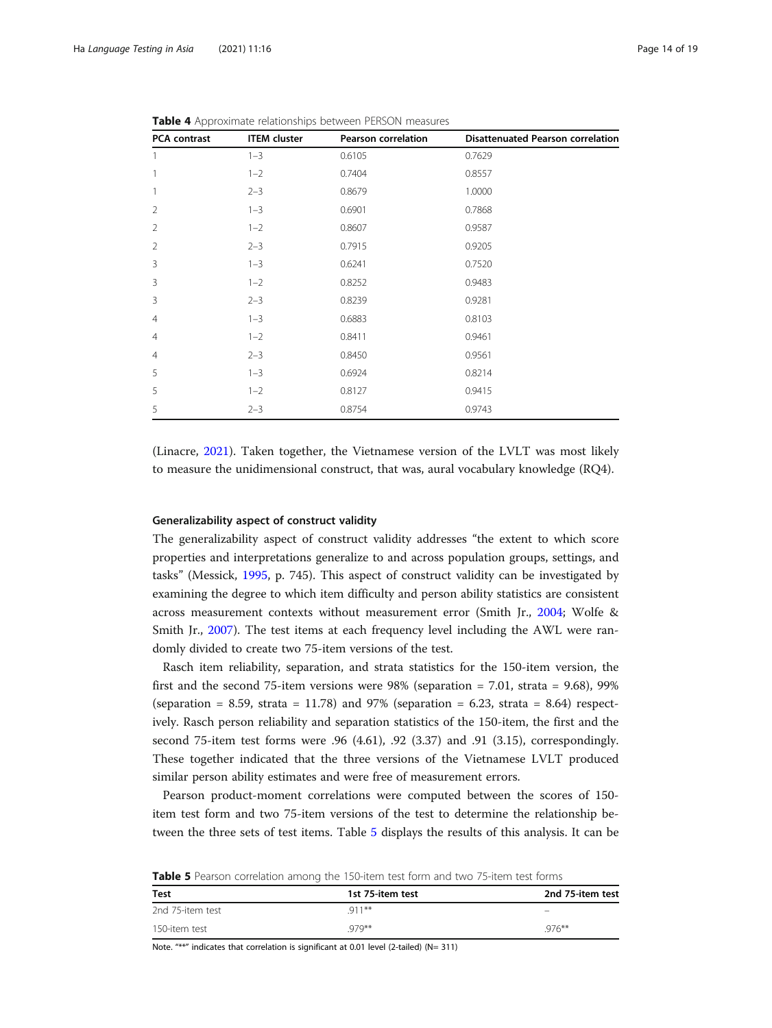**Table 4** Approximate relationships between PERSON measures

| PCA contrast | ITEM cluster | Pearson correlation | Disattenuated Pearson correlation |
|---|---|---|---|
| 1 | 1–3 | 0.6105 | 0.7629 |
| 1 | 1–2 | 0.7404 | 0.8557 |
| 1 | 2–3 | 0.8679 | 1.0000 |
| 2 | 1–3 | 0.6901 | 0.7868 |
| 2 | 1–2 | 0.8607 | 0.9587 |
| 2 | 2–3 | 0.7915 | 0.9205 |
| 3 | 1–3 | 0.6241 | 0.7520 |
| 3 | 1–2 | 0.8252 | 0.9483 |
| 3 | 2–3 | 0.8239 | 0.9281 |
| 4 | 1–3 | 0.6883 | 0.8103 |
| 4 | 1–2 | 0.8411 | 0.9461 |
| 4 | 2–3 | 0.8450 | 0.9561 |
| 5 | 1–3 | 0.6924 | 0.8214 |
| 5 | 1–2 | 0.8127 | 0.9415 |
| 5 | 2–3 | 0.8754 | 0.9743 |

(Linacre, 2021). Taken together, the Vietnamese version of the LVLT was most likely to measure the unidimensional construct, that was, aural vocabulary knowledge (RQ4).

#### Generalizability aspect of construct validity

The generalizability aspect of construct validity addresses "the extent to which score properties and interpretations generalize to and across population groups, settings, and tasks" (Messick, 1995, p. 745). This aspect of construct validity can be investigated by examining the degree to which item difficulty and person ability statistics are consistent across measurement contexts without measurement error (Smith Jr., 2004; Wolfe & Smith Jr., 2007). The test items at each frequency level including the AWL were randomly divided to create two 75-item versions of the test.

Rasch item reliability, separation, and strata statistics for the 150-item version, the first and the second 75-item versions were 98% (separation = 7.01, strata = 9.68), 99% (separation = 8.59, strata = 11.78) and 97% (separation = 6.23, strata = 8.64) respectively. Rasch person reliability and separation statistics of the 150-item, the first and the second 75-item test forms were .96 (4.61), .92 (3.37) and .91 (3.15), correspondingly. These together indicated that the three versions of the Vietnamese LVLT produced similar person ability estimates and were free of measurement errors.

Pearson product-moment correlations were computed between the scores of 150-item test form and two 75-item versions of the test to determine the relationship between the three sets of test items. Table 5 displays the results of this analysis. It can be

**Table 5** Pearson correlation among the 150-item test form and two 75-item test forms

| Test | 1st 75-item test | 2nd 75-item test |
|---|---|---|
| 2nd 75-item test | .911** | – |
| 150-item test | .979** | .976** |

Note. "**" indicates that correlation is significant at 0.01 level (2-tailed) (N= 311)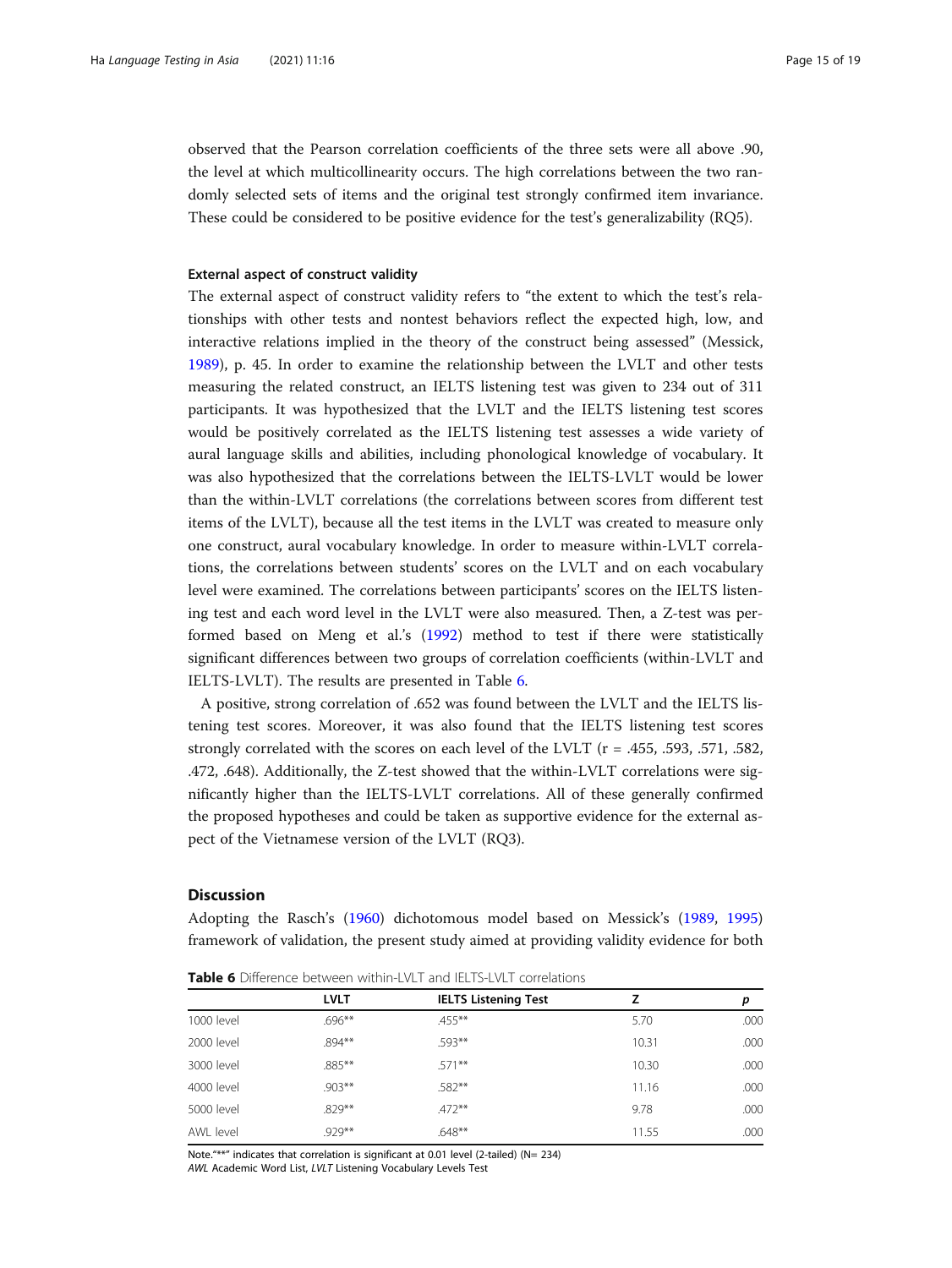observed that the Pearson correlation coefficients of the three sets were all above .90, the level at which multicollinearity occurs. The high correlations between the two randomly selected sets of items and the original test strongly confirmed item invariance. These could be considered to be positive evidence for the test's generalizability (RQ5).

#### External aspect of construct validity

The external aspect of construct validity refers to "the extent to which the test's relationships with other tests and nontest behaviors reflect the expected high, low, and interactive relations implied in the theory of the construct being assessed" (Messick, 1989), p. 45. In order to examine the relationship between the LVLT and other tests measuring the related construct, an IELTS listening test was given to 234 out of 311 participants. It was hypothesized that the LVLT and the IELTS listening test scores would be positively correlated as the IELTS listening test assesses a wide variety of aural language skills and abilities, including phonological knowledge of vocabulary. It was also hypothesized that the correlations between the IELTS-LVLT would be lower than the within-LVLT correlations (the correlations between scores from different test items of the LVLT), because all the test items in the LVLT was created to measure only one construct, aural vocabulary knowledge. In order to measure within-LVLT correlations, the correlations between students' scores on the LVLT and on each vocabulary level were examined. The correlations between participants' scores on the IELTS listening test and each word level in the LVLT were also measured. Then, a Z-test was performed based on Meng et al.'s (1992) method to test if there were statistically significant differences between two groups of correlation coefficients (within-LVLT and IELTS-LVLT). The results are presented in Table 6.

A positive, strong correlation of .652 was found between the LVLT and the IELTS listening test scores. Moreover, it was also found that the IELTS listening test scores strongly correlated with the scores on each level of the LVLT ($r$ = .455, .593, .571, .582, .472, .648). Additionally, the Z-test showed that the within-LVLT correlations were significantly higher than the IELTS-LVLT correlations. All of these generally confirmed the proposed hypotheses and could be taken as supportive evidence for the external aspect of the Vietnamese version of the LVLT (RQ3).

## Discussion

Adopting the Rasch's (1960) dichotomous model based on Messick's (1989, 1995) framework of validation, the present study aimed at providing validity evidence for both

**Table 6** Difference between within-LVLT and IELTS-LVLT correlations

| | LVLT | IELTS Listening Test | Z | *p* |
|---|---|---|---|---|
| 1000 level | .696** | .455** | 5.70 | .000 |
| 2000 level | .894** | .593** | 10.31 | .000 |
| 3000 level | .885** | .571** | 10.30 | .000 |
| 4000 level | .903** | .582** | 11.16 | .000 |
| 5000 level | .829** | .472** | 9.78 | .000 |
| AWL level | .929** | .648** | 11.55 | .000 |

Note."**" indicates that correlation is significant at 0.01 level (2-tailed) (N= 234)
*AWL* Academic Word List, *LVLT* Listening Vocabulary Levels Test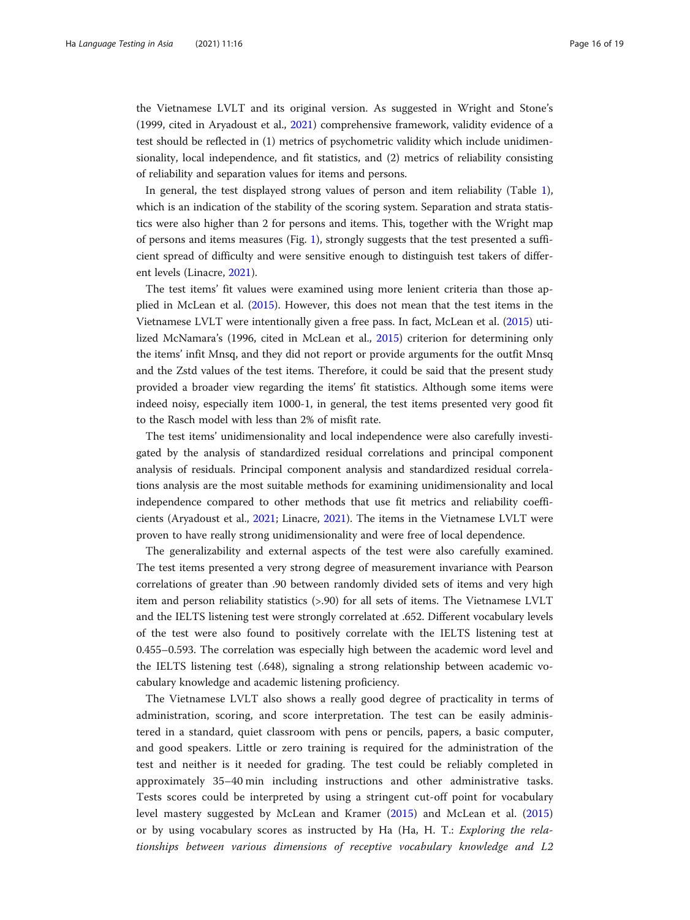the Vietnamese LVLT and its original version. As suggested in Wright and Stone's (1999, cited in Aryadoust et al., 2021) comprehensive framework, validity evidence of a test should be reflected in (1) metrics of psychometric validity which include unidimensionality, local independence, and fit statistics, and (2) metrics of reliability consisting of reliability and separation values for items and persons.

In general, the test displayed strong values of person and item reliability (Table 1), which is an indication of the stability of the scoring system. Separation and strata statistics were also higher than 2 for persons and items. This, together with the Wright map of persons and items measures (Fig. 1), strongly suggests that the test presented a sufficient spread of difficulty and were sensitive enough to distinguish test takers of different levels (Linacre, 2021).

The test items' fit values were examined using more lenient criteria than those applied in McLean et al. (2015). However, this does not mean that the test items in the Vietnamese LVLT were intentionally given a free pass. In fact, McLean et al. (2015) utilized McNamara's (1996, cited in McLean et al., 2015) criterion for determining only the items' infit Mnsq, and they did not report or provide arguments for the outfit Mnsq and the Zstd values of the test items. Therefore, it could be said that the present study provided a broader view regarding the items' fit statistics. Although some items were indeed noisy, especially item 1000-1, in general, the test items presented very good fit to the Rasch model with less than 2% of misfit rate.

The test items' unidimensionality and local independence were also carefully investigated by the analysis of standardized residual correlations and principal component analysis of residuals. Principal component analysis and standardized residual correlations analysis are the most suitable methods for examining unidimensionality and local independence compared to other methods that use fit metrics and reliability coefficients (Aryadoust et al., 2021; Linacre, 2021). The items in the Vietnamese LVLT were proven to have really strong unidimensionality and were free of local dependence.

The generalizability and external aspects of the test were also carefully examined. The test items presented a very strong degree of measurement invariance with Pearson correlations of greater than .90 between randomly divided sets of items and very high item and person reliability statistics (>.90) for all sets of items. The Vietnamese LVLT and the IELTS listening test were strongly correlated at .652. Different vocabulary levels of the test were also found to positively correlate with the IELTS listening test at 0.455–0.593. The correlation was especially high between the academic word level and the IELTS listening test (.648), signaling a strong relationship between academic vocabulary knowledge and academic listening proficiency.

The Vietnamese LVLT also shows a really good degree of practicality in terms of administration, scoring, and score interpretation. The test can be easily administered in a standard, quiet classroom with pens or pencils, papers, a basic computer, and good speakers. Little or zero training is required for the administration of the test and neither is it needed for grading. The test could be reliably completed in approximately 35–40 min including instructions and other administrative tasks. Tests scores could be interpreted by using a stringent cut-off point for vocabulary level mastery suggested by McLean and Kramer (2015) and McLean et al. (2015) or by using vocabulary scores as instructed by Ha (Ha, H. T.: *Exploring the relationships between various dimensions of receptive vocabulary knowledge and L2*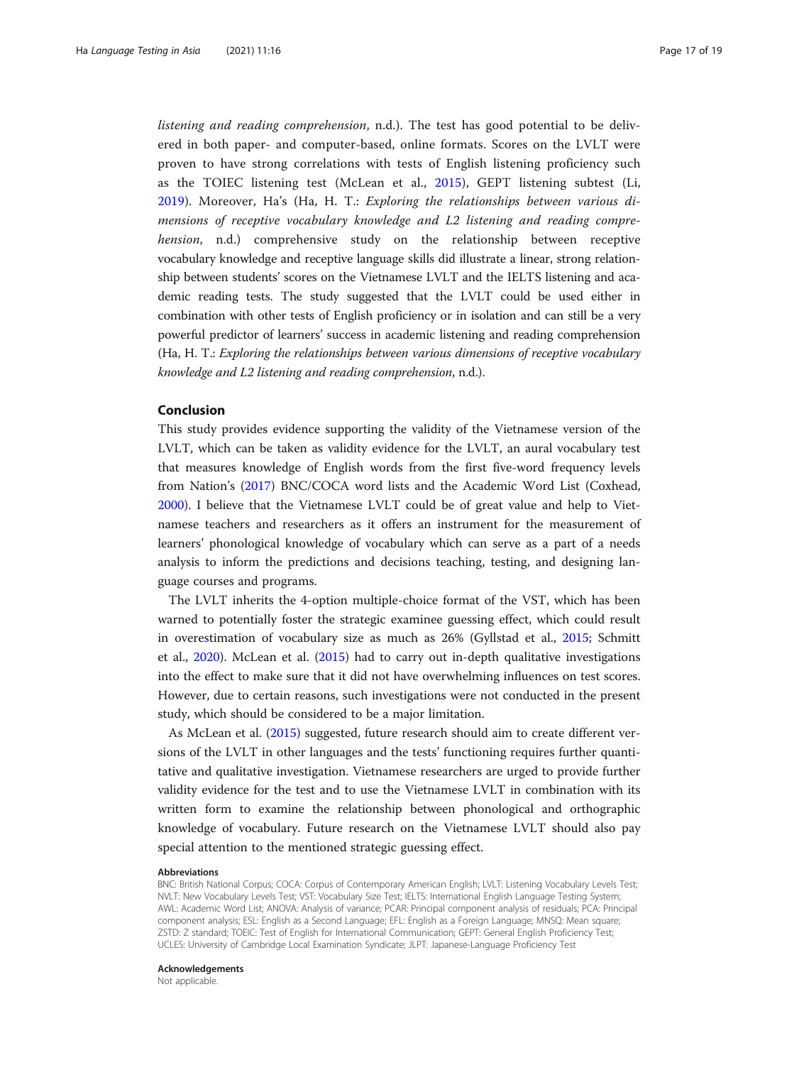*listening and reading comprehension*, n.d.). The test has good potential to be delivered in both paper- and computer-based, online formats. Scores on the LVLT were proven to have strong correlations with tests of English listening proficiency such as the TOIEC listening test (McLean et al., 2015), GEPT listening subtest (Li, 2019). Moreover, Ha's (Ha, H. T.: *Exploring the relationships between various dimensions of receptive vocabulary knowledge and L2 listening and reading comprehension*, n.d.) comprehensive study on the relationship between receptive vocabulary knowledge and receptive language skills did illustrate a linear, strong relationship between students' scores on the Vietnamese LVLT and the IELTS listening and academic reading tests. The study suggested that the LVLT could be used either in combination with other tests of English proficiency or in isolation and can still be a very powerful predictor of learners' success in academic listening and reading comprehension (Ha, H. T.: *Exploring the relationships between various dimensions of receptive vocabulary knowledge and L2 listening and reading comprehension*, n.d.).

## Conclusion

This study provides evidence supporting the validity of the Vietnamese version of the LVLT, which can be taken as validity evidence for the LVLT, an aural vocabulary test that measures knowledge of English words from the first five-word frequency levels from Nation's (2017) BNC/COCA word lists and the Academic Word List (Coxhead, 2000). I believe that the Vietnamese LVLT could be of great value and help to Vietnamese teachers and researchers as it offers an instrument for the measurement of learners' phonological knowledge of vocabulary which can serve as a part of a needs analysis to inform the predictions and decisions teaching, testing, and designing language courses and programs.

The LVLT inherits the 4-option multiple-choice format of the VST, which has been warned to potentially foster the strategic examinee guessing effect, which could result in overestimation of vocabulary size as much as 26% (Gyllstad et al., 2015; Schmitt et al., 2020). McLean et al. (2015) had to carry out in-depth qualitative investigations into the effect to make sure that it did not have overwhelming influences on test scores. However, due to certain reasons, such investigations were not conducted in the present study, which should be considered to be a major limitation.

As McLean et al. (2015) suggested, future research should aim to create different versions of the LVLT in other languages and the tests' functioning requires further quantitative and qualitative investigation. Vietnamese researchers are urged to provide further validity evidence for the test and to use the Vietnamese LVLT in combination with its written form to examine the relationship between phonological and orthographic knowledge of vocabulary. Future research on the Vietnamese LVLT should also pay special attention to the mentioned strategic guessing effect.

#### Abbreviations

BNC: British National Corpus; COCA: Corpus of Contemporary American English; LVLT: Listening Vocabulary Levels Test; NVLT: New Vocabulary Levels Test; VST: Vocabulary Size Test; IELTS: International English Language Testing System; AWL: Academic Word List; ANOVA: Analysis of variance; PCAR: Principal component analysis of residuals; PCA: Principal component analysis; ESL: English as a Second Language; EFL: English as a Foreign Language; MNSQ: Mean square; ZSTD: Z standard; TOEIC: Test of English for International Communication; GEPT: General English Proficiency Test; UCLES: University of Cambridge Local Examination Syndicate; JLPT: Japanese-Language Proficiency Test

#### Acknowledgements

Not applicable.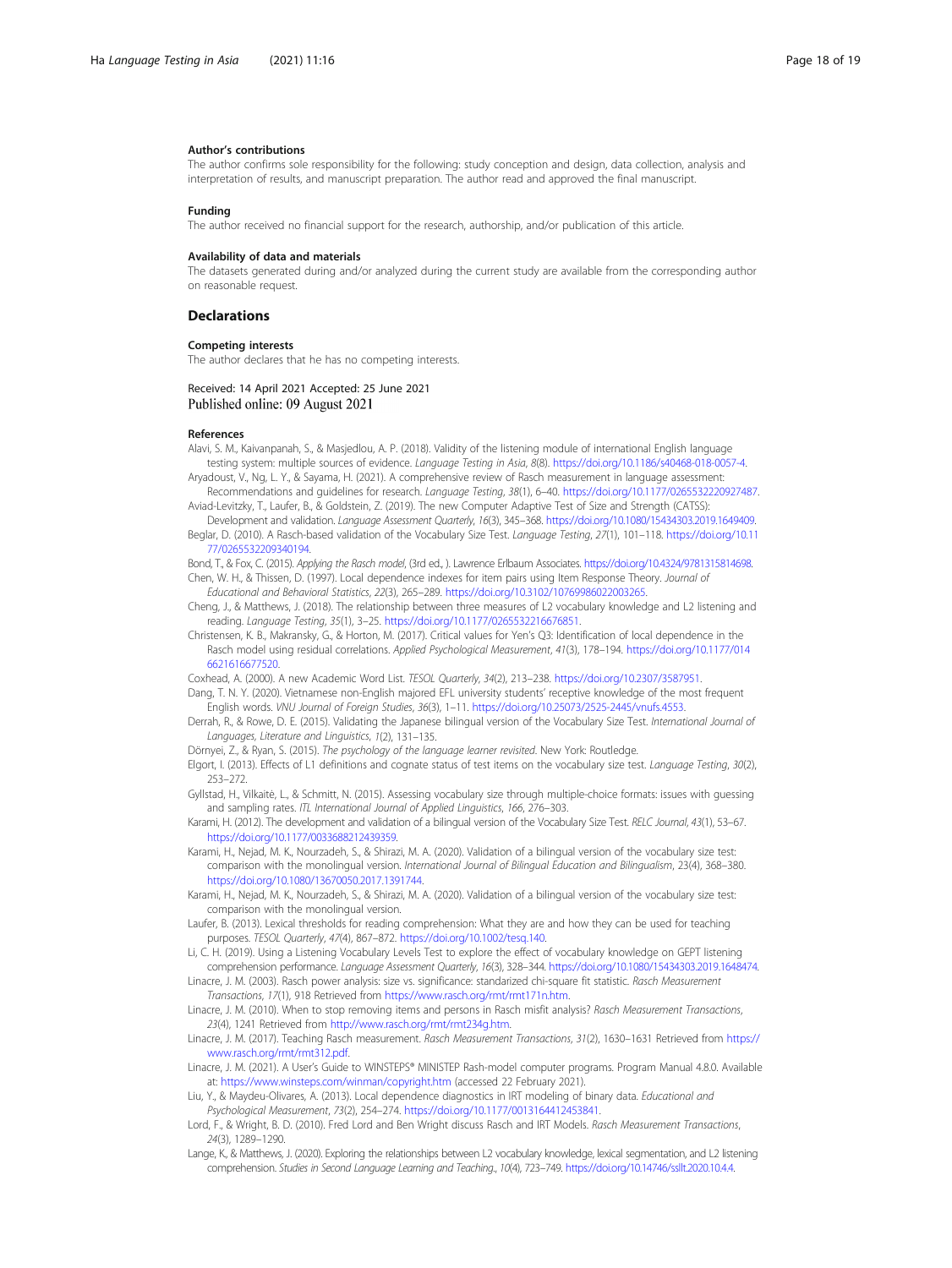#### Author's contributions

The author confirms sole responsibility for the following: study conception and design, data collection, analysis and interpretation of results, and manuscript preparation. The author read and approved the final manuscript.

#### Funding

The author received no financial support for the research, authorship, and/or publication of this article.

#### Availability of data and materials

The datasets generated during and/or analyzed during the current study are available from the corresponding author on reasonable request.

### Declarations

#### Competing interests

The author declares that he has no competing interests.

Received: 14 April 2021 Accepted: 25 June 2021
Published online: 09 August 2021

#### References

Alavi, S. M., Kaivanpanah, S., & Masjedlou, A. P. (2018). Validity of the listening module of international English language testing system: multiple sources of evidence. *Language Testing in Asia*, *8*(8). https://doi.org/10.1186/s40468-018-0057-4.

Aryadoust, V., Ng, L. Y., & Sayama, H. (2021). A comprehensive review of Rasch measurement in language assessment: Recommendations and guidelines for research. *Language Testing*, *38*(1), 6–40. https://doi.org/10.1177/0265532220927487.

Aviad-Levitzky, T., Laufer, B., & Goldstein, Z. (2019). The new Computer Adaptive Test of Size and Strength (CATSS): Development and validation. *Language Assessment Quarterly*, *16*(3), 345–368. https://doi.org/10.1080/15434303.2019.1649409.

Beglar, D. (2010). A Rasch-based validation of the Vocabulary Size Test. *Language Testing*, *27*(1), 101–118. https://doi.org/10.1177/0265532209340194.

Bond, T., & Fox, C. (2015). *Applying the Rasch model*, (3rd ed., ). Lawrence Erlbaum Associates. https://doi.org/10.4324/9781315814698.

Chen, W. H., & Thissen, D. (1997). Local dependence indexes for item pairs using Item Response Theory. *Journal of Educational and Behavioral Statistics*, *22*(3), 265–289. https://doi.org/10.3102/10769986022003265.

Cheng, J., & Matthews, J. (2018). The relationship between three measures of L2 vocabulary knowledge and L2 listening and reading. *Language Testing*, *35*(1), 3–25. https://doi.org/10.1177/0265532216676851.

Christensen, K. B., Makransky, G., & Horton, M. (2017). Critical values for Yen's Q3: Identification of local dependence in the Rasch model using residual correlations. *Applied Psychological Measurement*, *41*(3), 178–194. https://doi.org/10.1177/0146621616677520.

Coxhead, A. (2000). A new Academic Word List. *TESOL Quarterly*, *34*(2), 213–238. https://doi.org/10.2307/3587951.

Dang, T. N. Y. (2020). Vietnamese non-English majored EFL university students' receptive knowledge of the most frequent English words. *VNU Journal of Foreign Studies*, *36*(3), 1–11. https://doi.org/10.25073/2525-2445/vnufs.4553.

Derrah, R., & Rowe, D. E. (2015). Validating the Japanese bilingual version of the Vocabulary Size Test. *International Journal of Languages, Literature and Linguistics*, *1*(2), 131–135.

Dörnyei, Z., & Ryan, S. (2015). *The psychology of the language learner revisited*. New York: Routledge.

Elgort, I. (2013). Effects of L1 definitions and cognate status of test items on the vocabulary size test. *Language Testing*, *30*(2), 253–272.

Gyllstad, H., Vilkaitė, L., & Schmitt, N. (2015). Assessing vocabulary size through multiple-choice formats: issues with guessing and sampling rates. *ITL International Journal of Applied Linguistics*, *166*, 276–303.

Karami, H. (2012). The development and validation of a bilingual version of the Vocabulary Size Test. *RELC Journal*, *43*(1), 53–67. https://doi.org/10.1177/0033688212439359.

Karami, H., Nejad, M. K., Nourzadeh, S., & Shirazi, M. A. (2020). Validation of a bilingual version of the vocabulary size test: comparison with the monolingual version. *International Journal of Bilingual Education and Bilingualism*, 23(4), 368–380. https://doi.org/10.1080/13670050.2017.1391744.

Karami, H., Nejad, M. K., Nourzadeh, S., & Shirazi, M. A. (2020). Validation of a bilingual version of the vocabulary size test: comparison with the monolingual version.

Laufer, B. (2013). Lexical thresholds for reading comprehension: What they are and how they can be used for teaching purposes. *TESOL Quarterly*, *47*(4), 867–872. https://doi.org/10.1002/tesq.140.

Li, C. H. (2019). Using a Listening Vocabulary Levels Test to explore the effect of vocabulary knowledge on GEPT listening comprehension performance. *Language Assessment Quarterly*, *16*(3), 328–344. https://doi.org/10.1080/15434303.2019.1648474.

Linacre, J. M. (2003). Rasch power analysis: size vs. significance: standardized chi-square fit statistic. *Rasch Measurement Transactions*, *17*(1), 918 Retrieved from https://www.rasch.org/rmt/rmt171n.htm.

Linacre, J. M. (2010). When to stop removing items and persons in Rasch misfit analysis? *Rasch Measurement Transactions*, *23*(4), 1241 Retrieved from http://www.rasch.org/rmt/rmt234g.htm.

Linacre, J. M. (2017). Teaching Rasch measurement. *Rasch Measurement Transactions*, *31*(2), 1630–1631 Retrieved from https://www.rasch.org/rmt/rmt312.pdf.

Linacre, J. M. (2021). A User's Guide to WINSTEPS® MINISTEP Rash-model computer programs. Program Manual 4.8.0. Available at: https://www.winsteps.com/winman/copyright.htm (accessed 22 February 2021).

Liu, Y., & Maydeu-Olivares, A. (2013). Local dependence diagnostics in IRT modeling of binary data. *Educational and Psychological Measurement*, *73*(2), 254–274. https://doi.org/10.1177/0013164412453841.

Lord, F., & Wright, B. D. (2010). Fred Lord and Ben Wright discuss Rasch and IRT Models. *Rasch Measurement Transactions*, *24*(3), 1289–1290.

Lange, K., & Matthews, J. (2020). Exploring the relationships between L2 vocabulary knowledge, lexical segmentation, and L2 listening comprehension. *Studies in Second Language Learning and Teaching.*, *10*(4), 723–749. https://doi.org/10.14746/ssllt.2020.10.4.4.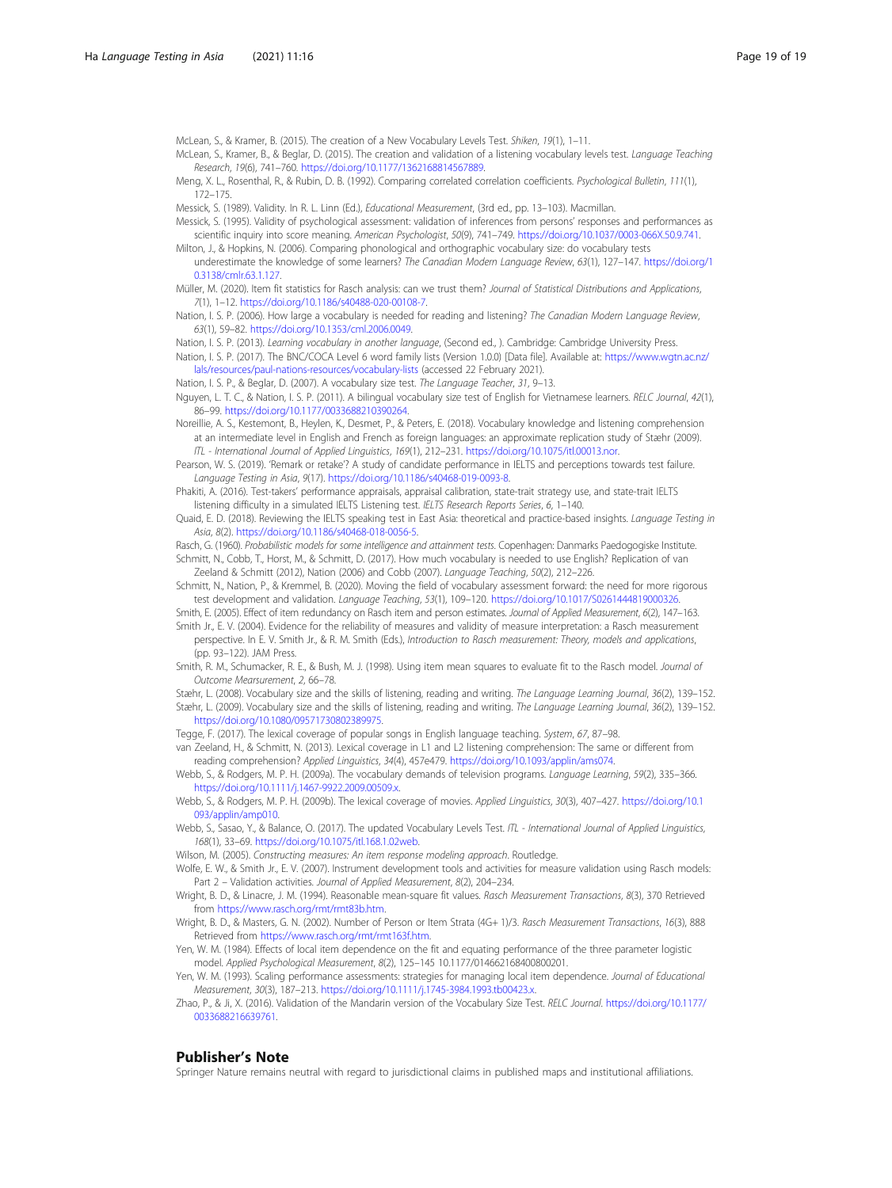McLean, S., & Kramer, B. (2015). The creation of a New Vocabulary Levels Test. *Shiken*, *19*(1), 1–11.

McLean, S., Kramer, B., & Beglar, D. (2015). The creation and validation of a listening vocabulary levels test. *Language Teaching Research*, *19*(6), 741–760. https://doi.org/10.1177/1362168814567889.

Meng, X. L., Rosenthal, R., & Rubin, D. B. (1992). Comparing correlated correlation coefficients. *Psychological Bulletin*, *111*(1), 172–175.

Messick, S. (1989). Validity. In R. L. Linn (Ed.), *Educational Measurement*, (3rd ed., pp. 13–103). Macmillan.

Messick, S. (1995). Validity of psychological assessment: validation of inferences from persons' responses and performances as scientific inquiry into score meaning. *American Psychologist*, *50*(9), 741–749. https://doi.org/10.1037/0003-066X.50.9.741.

Milton, J., & Hopkins, N. (2006). Comparing phonological and orthographic vocabulary size: do vocabulary tests underestimate the knowledge of some learners? *The Canadian Modern Language Review*, *63*(1), 127–147. https://doi.org/10.3138/cmlr.63.1.127.

Müller, M. (2020). Item fit statistics for Rasch analysis: can we trust them? *Journal of Statistical Distributions and Applications*, *7*(1), 1–12. https://doi.org/10.1186/s40488-020-00108-7.

Nation, I. S. P. (2006). How large a vocabulary is needed for reading and listening? *The Canadian Modern Language Review*, *63*(1), 59–82. https://doi.org/10.1353/cml.2006.0049.

Nation, I. S. P. (2013). *Learning vocabulary in another language*, (Second ed., ). Cambridge: Cambridge University Press.

Nation, I. S. P. (2017). The BNC/COCA Level 6 word family lists (Version 1.0.0) [Data file]. Available at: https://www.wgtn.ac.nz/lals/resources/paul-nations-resources/vocabulary-lists (accessed 22 February 2021).

Nation, I. S. P., & Beglar, D. (2007). A vocabulary size test. *The Language Teacher*, *31*, 9–13.

Nguyen, L. T. C., & Nation, I. S. P. (2011). A bilingual vocabulary size test of English for Vietnamese learners. *RELC Journal*, *42*(1), 86–99. https://doi.org/10.1177/0033688210390264.

Noreillie, A. S., Kestemont, B., Heylen, K., Desmet, P., & Peters, E. (2018). Vocabulary knowledge and listening comprehension at an intermediate level in English and French as foreign languages: an approximate replication study of Stæhr (2009). *ITL - International Journal of Applied Linguistics*, *169*(1), 212–231. https://doi.org/10.1075/itl.00013.nor.

Pearson, W. S. (2019). 'Remark or retake'? A study of candidate performance in IELTS and perceptions towards test failure. *Language Testing in Asia*, *9*(17). https://doi.org/10.1186/s40468-019-0093-8.

Phakiti, A. (2016). Test-takers' performance appraisals, appraisal calibration, state-trait strategy use, and state-trait IELTS listening difficulty in a simulated IELTS Listening test. *IELTS Research Reports Series*, *6*, 1–140.

Quaid, E. D. (2018). Reviewing the IELTS speaking test in East Asia: theoretical and practice-based insights. *Language Testing in Asia*, *8*(2). https://doi.org/10.1186/s40468-018-0056-5.

Rasch, G. (1960). *Probabilistic models for some intelligence and attainment tests*. Copenhagen: Danmarks Paedogogiske Institute.

Schmitt, N., Cobb, T., Horst, M., & Schmitt, D. (2017). How much vocabulary is needed to use English? Replication of van Zeeland & Schmitt (2012), Nation (2006) and Cobb (2007). *Language Teaching*, *50*(2), 212–226.

Schmitt, N., Nation, P., & Kremmel, B. (2020). Moving the field of vocabulary assessment forward: the need for more rigorous test development and validation. *Language Teaching*, *53*(1), 109–120. https://doi.org/10.1017/S0261444819000326.

Smith, E. (2005). Effect of item redundancy on Rasch item and person estimates. *Journal of Applied Measurement*, *6*(2), 147–163.

Smith Jr., E. V. (2004). Evidence for the reliability of measures and validity of measure interpretation: a Rasch measurement perspective. In E. V. Smith Jr., & R. M. Smith (Eds.), *Introduction to Rasch measurement: Theory, models and applications*, (pp. 93–122). JAM Press.

Smith, R. M., Schumacker, R. E., & Bush, M. J. (1998). Using item mean squares to evaluate fit to the Rasch model. *Journal of Outcome Mearsurement*, *2*, 66–78.

Stæhr, L. (2008). Vocabulary size and the skills of listening, reading and writing. *The Language Learning Journal*, *36*(2), 139–152.

Stæhr, L. (2009). Vocabulary size and the skills of listening, reading and writing. *The Language Learning Journal*, *36*(2), 139–152. https://doi.org/10.1080/09571730802389975.

Tegge, F. (2017). The lexical coverage of popular songs in English language teaching. *System*, *67*, 87–98.

van Zeeland, H., & Schmitt, N. (2013). Lexical coverage in L1 and L2 listening comprehension: The same or different from reading comprehension? *Applied Linguistics*, *34*(4), 457e479. https://doi.org/10.1093/applin/ams074.

Webb, S., & Rodgers, M. P. H. (2009a). The vocabulary demands of television programs. *Language Learning*, *59*(2), 335–366. https://doi.org/10.1111/j.1467-9922.2009.00509.x.

Webb, S., & Rodgers, M. P. H. (2009b). The lexical coverage of movies. *Applied Linguistics*, *30*(3), 407–427. https://doi.org/10.1093/applin/amp010.

Webb, S., Sasao, Y., & Balance, O. (2017). The updated Vocabulary Levels Test. *ITL - International Journal of Applied Linguistics*, *168*(1), 33–69. https://doi.org/10.1075/itl.168.1.02web.

Wilson, M. (2005). *Constructing measures: An item response modeling approach*. Routledge.

Wolfe, E. W., & Smith Jr., E. V. (2007). Instrument development tools and activities for measure validation using Rasch models: Part 2 – Validation activities. *Journal of Applied Measurement*, *8*(2), 204–234.

Wright, B. D., & Linacre, J. M. (1994). Reasonable mean-square fit values. *Rasch Measurement Transactions*, *8*(3), 370 Retrieved from https://www.rasch.org/rmt/rmt83b.htm.

Wright, B. D., & Masters, G. N. (2002). Number of Person or Item Strata (4G+ 1)/3. *Rasch Measurement Transactions*, *16*(3), 888 Retrieved from https://www.rasch.org/rmt/rmt163f.htm.

Yen, W. M. (1984). Effects of local item dependence on the fit and equating performance of the three parameter logistic model. *Applied Psychological Measurement*, *8*(2), 125–145 10.1177/014662168400800201.

Yen, W. M. (1993). Scaling performance assessments: strategies for managing local item dependence. *Journal of Educational Measurement*, *30*(3), 187–213. https://doi.org/10.1111/j.1745-3984.1993.tb00423.x.

Zhao, P., & Ji, X. (2016). Validation of the Mandarin version of the Vocabulary Size Test. *RELC Journal*. https://doi.org/10.1177/0033688216639761.

## Publisher's Note

Springer Nature remains neutral with regard to jurisdictional claims in published maps and institutional affiliations.